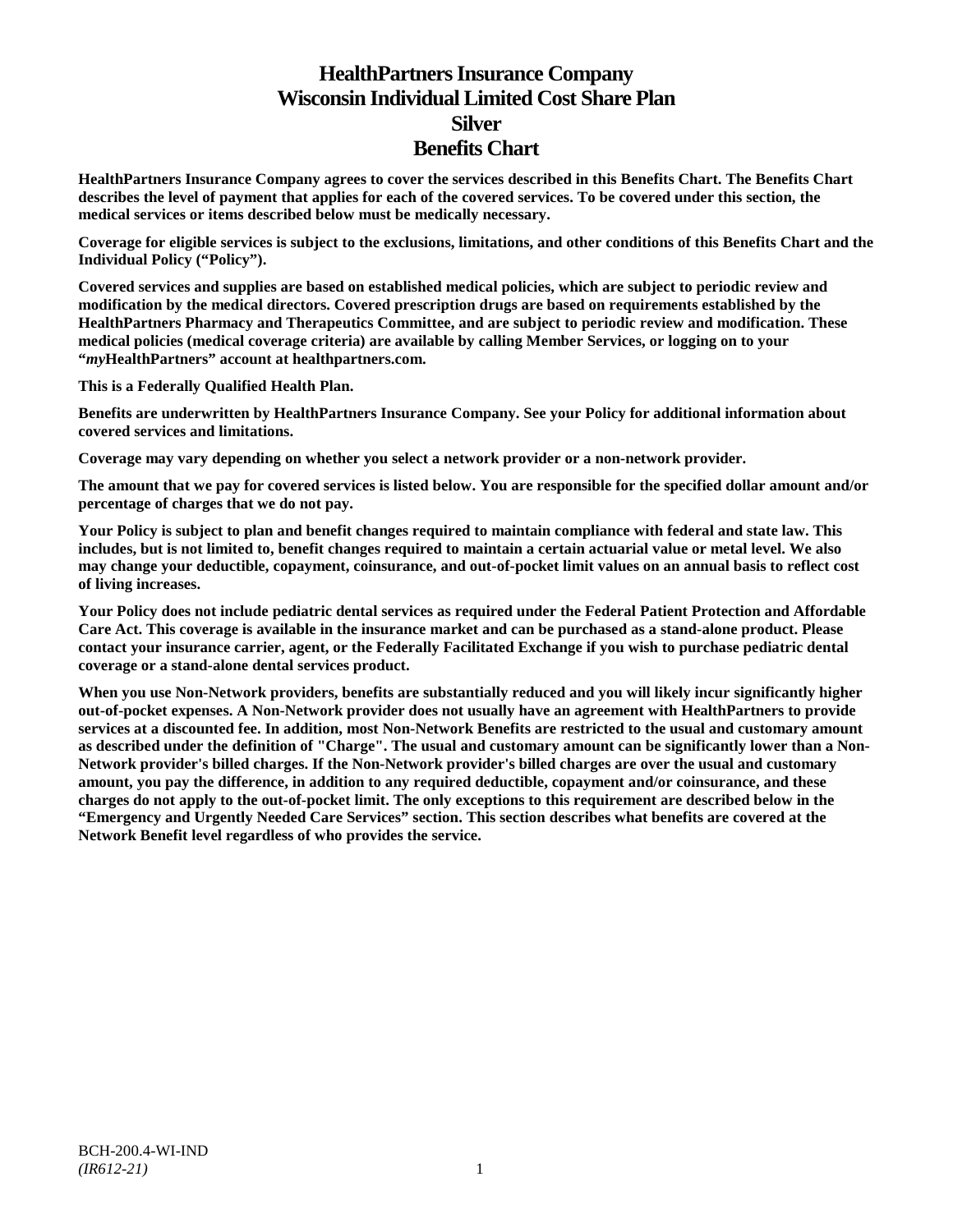# HealthPartners Insurance Company
# Wisconsin Individual Limited Cost Share Plan
# Silver
# Benefits Chart

**HealthPartners Insurance Company agrees to cover the services described in this Benefits Chart. The Benefits Chart describes the level of payment that applies for each of the covered services. To be covered under this section, the medical services or items described below must be medically necessary.**

**Coverage for eligible services is subject to the exclusions, limitations, and other conditions of this Benefits Chart and the Individual Policy ("Policy").**

**Covered services and supplies are based on established medical policies, which are subject to periodic review and modification by the medical directors. Covered prescription drugs are based on requirements established by the HealthPartners Pharmacy and Therapeutics Committee, and are subject to periodic review and modification. These medical policies (medical coverage criteria) are available by calling Member Services, or logging on to your "*my*HealthPartners" account at healthpartners.com.**

**This is a Federally Qualified Health Plan.**

**Benefits are underwritten by HealthPartners Insurance Company. See your Policy for additional information about covered services and limitations.**

**Coverage may vary depending on whether you select a network provider or a non-network provider.**

**The amount that we pay for covered services is listed below. You are responsible for the specified dollar amount and/or percentage of charges that we do not pay.**

**Your Policy is subject to plan and benefit changes required to maintain compliance with federal and state law. This includes, but is not limited to, benefit changes required to maintain a certain actuarial value or metal level. We also may change your deductible, copayment, coinsurance, and out-of-pocket limit values on an annual basis to reflect cost of living increases.**

**Your Policy does not include pediatric dental services as required under the Federal Patient Protection and Affordable Care Act. This coverage is available in the insurance market and can be purchased as a stand-alone product. Please contact your insurance carrier, agent, or the Federally Facilitated Exchange if you wish to purchase pediatric dental coverage or a stand-alone dental services product.**

**When you use Non-Network providers, benefits are substantially reduced and you will likely incur significantly higher out-of-pocket expenses. A Non-Network provider does not usually have an agreement with HealthPartners to provide services at a discounted fee. In addition, most Non-Network Benefits are restricted to the usual and customary amount as described under the definition of "Charge". The usual and customary amount can be significantly lower than a Non-Network provider's billed charges. If the Non-Network provider's billed charges are over the usual and customary amount, you pay the difference, in addition to any required deductible, copayment and/or coinsurance, and these charges do not apply to the out-of-pocket limit. The only exceptions to this requirement are described below in the "Emergency and Urgently Needed Care Services" section. This section describes what benefits are covered at the Network Benefit level regardless of who provides the service.**

BCH-200.4-WI-IND
*(IR612-21)*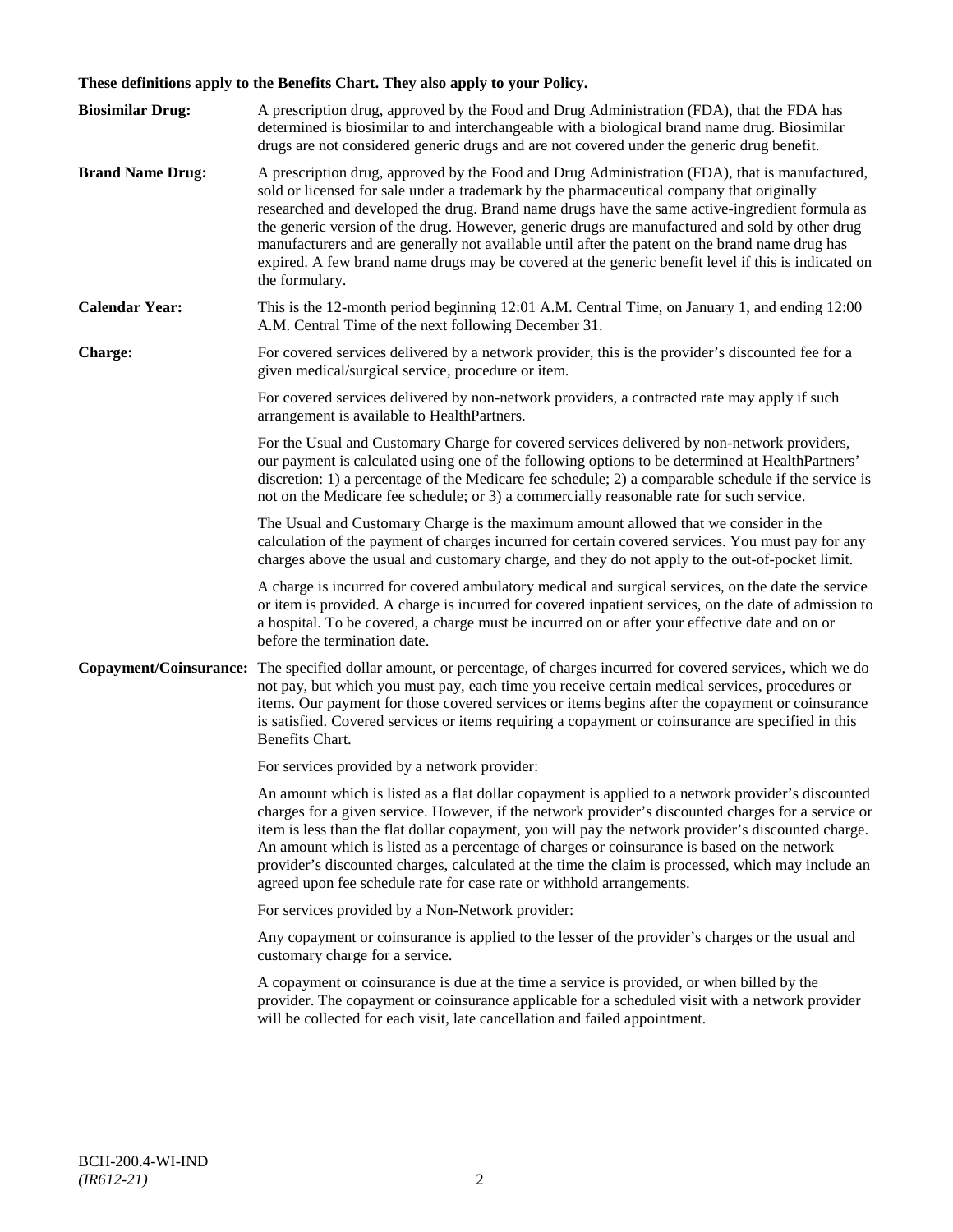**These definitions apply to the Benefits Chart. They also apply to your Policy.**

**Biosimilar Drug:** A prescription drug, approved by the Food and Drug Administration (FDA), that the FDA has determined is biosimilar to and interchangeable with a biological brand name drug. Biosimilar drugs are not considered generic drugs and are not covered under the generic drug benefit.

**Brand Name Drug:** A prescription drug, approved by the Food and Drug Administration (FDA), that is manufactured, sold or licensed for sale under a trademark by the pharmaceutical company that originally researched and developed the drug. Brand name drugs have the same active-ingredient formula as the generic version of the drug. However, generic drugs are manufactured and sold by other drug manufacturers and are generally not available until after the patent on the brand name drug has expired. A few brand name drugs may be covered at the generic benefit level if this is indicated on the formulary.

**Calendar Year:** This is the 12-month period beginning 12:01 A.M. Central Time, on January 1, and ending 12:00 A.M. Central Time of the next following December 31.

**Charge:** For covered services delivered by a network provider, this is the provider's discounted fee for a given medical/surgical service, procedure or item.

For covered services delivered by non-network providers, a contracted rate may apply if such arrangement is available to HealthPartners.

For the Usual and Customary Charge for covered services delivered by non-network providers, our payment is calculated using one of the following options to be determined at HealthPartners' discretion: 1) a percentage of the Medicare fee schedule; 2) a comparable schedule if the service is not on the Medicare fee schedule; or 3) a commercially reasonable rate for such service.

The Usual and Customary Charge is the maximum amount allowed that we consider in the calculation of the payment of charges incurred for certain covered services. You must pay for any charges above the usual and customary charge, and they do not apply to the out-of-pocket limit.

A charge is incurred for covered ambulatory medical and surgical services, on the date the service or item is provided. A charge is incurred for covered inpatient services, on the date of admission to a hospital. To be covered, a charge must be incurred on or after your effective date and on or before the termination date.

**Copayment/Coinsurance:** The specified dollar amount, or percentage, of charges incurred for covered services, which we do not pay, but which you must pay, each time you receive certain medical services, procedures or items. Our payment for those covered services or items begins after the copayment or coinsurance is satisfied. Covered services or items requiring a copayment or coinsurance are specified in this Benefits Chart.

For services provided by a network provider:

An amount which is listed as a flat dollar copayment is applied to a network provider's discounted charges for a given service. However, if the network provider's discounted charges for a service or item is less than the flat dollar copayment, you will pay the network provider's discounted charge. An amount which is listed as a percentage of charges or coinsurance is based on the network provider's discounted charges, calculated at the time the claim is processed, which may include an agreed upon fee schedule rate for case rate or withhold arrangements.

For services provided by a Non-Network provider:

Any copayment or coinsurance is applied to the lesser of the provider's charges or the usual and customary charge for a service.

A copayment or coinsurance is due at the time a service is provided, or when billed by the provider. The copayment or coinsurance applicable for a scheduled visit with a network provider will be collected for each visit, late cancellation and failed appointment.

BCH-200.4-WI-IND
*(IR612-21)*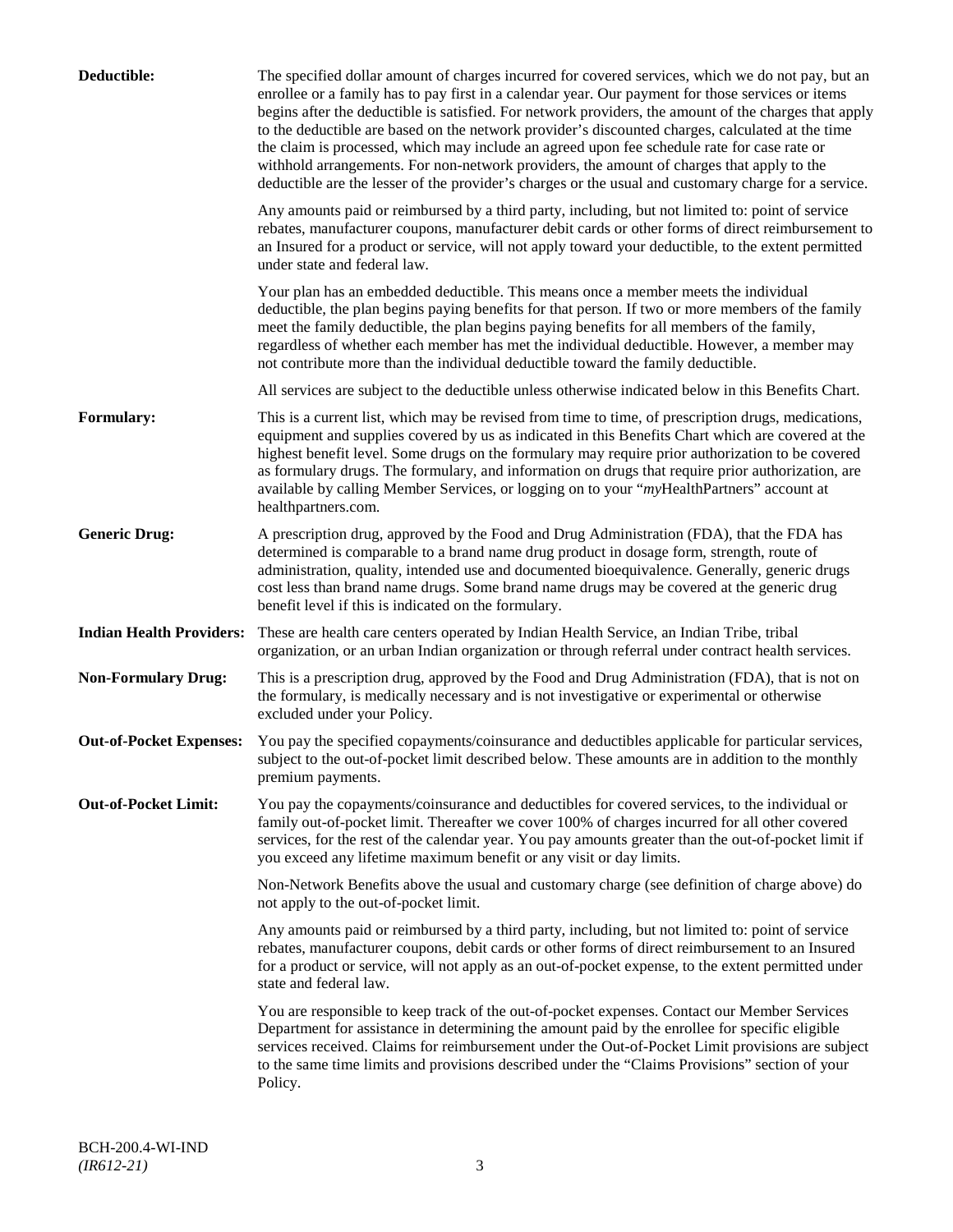**Deductible:** The specified dollar amount of charges incurred for covered services, which we do not pay, but an enrollee or a family has to pay first in a calendar year. Our payment for those services or items begins after the deductible is satisfied. For network providers, the amount of the charges that apply to the deductible are based on the network provider's discounted charges, calculated at the time the claim is processed, which may include an agreed upon fee schedule rate for case rate or withhold arrangements. For non-network providers, the amount of charges that apply to the deductible are the lesser of the provider's charges or the usual and customary charge for a service.

Any amounts paid or reimbursed by a third party, including, but not limited to: point of service rebates, manufacturer coupons, manufacturer debit cards or other forms of direct reimbursement to an Insured for a product or service, will not apply toward your deductible, to the extent permitted under state and federal law.

Your plan has an embedded deductible. This means once a member meets the individual deductible, the plan begins paying benefits for that person. If two or more members of the family meet the family deductible, the plan begins paying benefits for all members of the family, regardless of whether each member has met the individual deductible. However, a member may not contribute more than the individual deductible toward the family deductible.

All services are subject to the deductible unless otherwise indicated below in this Benefits Chart.

**Formulary:** This is a current list, which may be revised from time to time, of prescription drugs, medications, equipment and supplies covered by us as indicated in this Benefits Chart which are covered at the highest benefit level. Some drugs on the formulary may require prior authorization to be covered as formulary drugs. The formulary, and information on drugs that require prior authorization, are available by calling Member Services, or logging on to your "*my*HealthPartners" account at healthpartners.com.

**Generic Drug:** A prescription drug, approved by the Food and Drug Administration (FDA), that the FDA has determined is comparable to a brand name drug product in dosage form, strength, route of administration, quality, intended use and documented bioequivalence. Generally, generic drugs cost less than brand name drugs. Some brand name drugs may be covered at the generic drug benefit level if this is indicated on the formulary.

**Indian Health Providers:** These are health care centers operated by Indian Health Service, an Indian Tribe, tribal organization, or an urban Indian organization or through referral under contract health services.

**Non-Formulary Drug:** This is a prescription drug, approved by the Food and Drug Administration (FDA), that is not on the formulary, is medically necessary and is not investigative or experimental or otherwise excluded under your Policy.

**Out-of-Pocket Expenses:** You pay the specified copayments/coinsurance and deductibles applicable for particular services, subject to the out-of-pocket limit described below. These amounts are in addition to the monthly premium payments.

**Out-of-Pocket Limit:** You pay the copayments/coinsurance and deductibles for covered services, to the individual or family out-of-pocket limit. Thereafter we cover 100% of charges incurred for all other covered services, for the rest of the calendar year. You pay amounts greater than the out-of-pocket limit if you exceed any lifetime maximum benefit or any visit or day limits.

Non-Network Benefits above the usual and customary charge (see definition of charge above) do not apply to the out-of-pocket limit.

Any amounts paid or reimbursed by a third party, including, but not limited to: point of service rebates, manufacturer coupons, debit cards or other forms of direct reimbursement to an Insured for a product or service, will not apply as an out-of-pocket expense, to the extent permitted under state and federal law.

You are responsible to keep track of the out-of-pocket expenses. Contact our Member Services Department for assistance in determining the amount paid by the enrollee for specific eligible services received. Claims for reimbursement under the Out-of-Pocket Limit provisions are subject to the same time limits and provisions described under the "Claims Provisions" section of your Policy.

BCH-200.4-WI-IND
*(IR612-21)*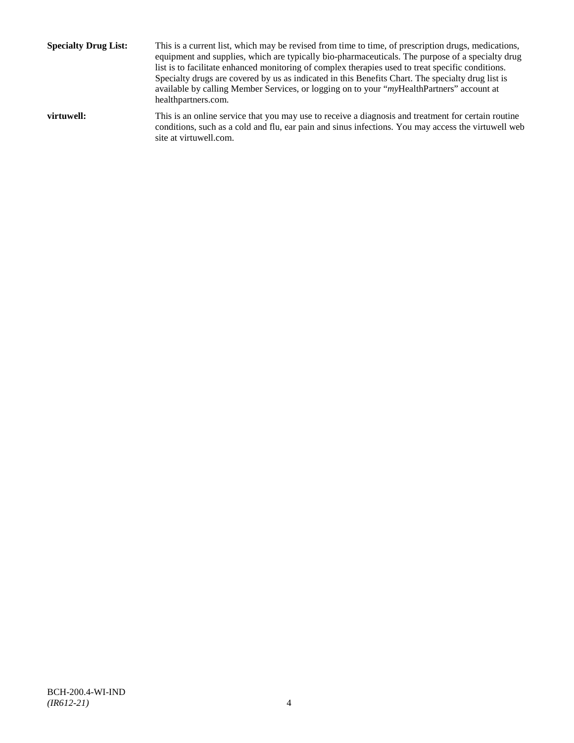**Specialty Drug List:** This is a current list, which may be revised from time to time, of prescription drugs, medications, equipment and supplies, which are typically bio-pharmaceuticals. The purpose of a specialty drug list is to facilitate enhanced monitoring of complex therapies used to treat specific conditions. Specialty drugs are covered by us as indicated in this Benefits Chart. The specialty drug list is available by calling Member Services, or logging on to your "*my*HealthPartners" account at healthpartners.com.

**virtuwell:** This is an online service that you may use to receive a diagnosis and treatment for certain routine conditions, such as a cold and flu, ear pain and sinus infections. You may access the virtuwell web site at virtuwell.com.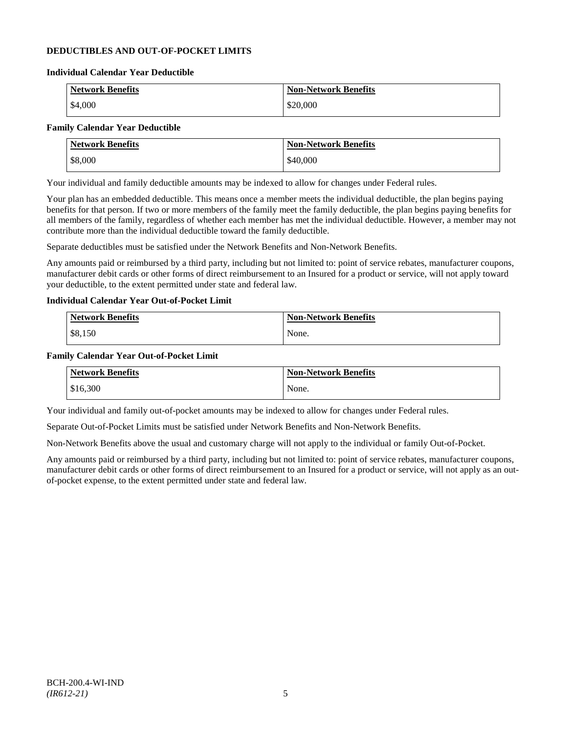## DEDUCTIBLES AND OUT-OF-POCKET LIMITS

### Individual Calendar Year Deductible

| Network Benefits | Non-Network Benefits |
| --- | --- |
| $4,000 | $20,000 |

### Family Calendar Year Deductible

| Network Benefits | Non-Network Benefits |
| --- | --- |
| $8,000 | $40,000 |

Your individual and family deductible amounts may be indexed to allow for changes under Federal rules.

Your plan has an embedded deductible. This means once a member meets the individual deductible, the plan begins paying benefits for that person. If two or more members of the family meet the family deductible, the plan begins paying benefits for all members of the family, regardless of whether each member has met the individual deductible. However, a member may not contribute more than the individual deductible toward the family deductible.

Separate deductibles must be satisfied under the Network Benefits and Non-Network Benefits.

Any amounts paid or reimbursed by a third party, including but not limited to: point of service rebates, manufacturer coupons, manufacturer debit cards or other forms of direct reimbursement to an Insured for a product or service, will not apply toward your deductible, to the extent permitted under state and federal law.

### Individual Calendar Year Out-of-Pocket Limit

| Network Benefits | Non-Network Benefits |
| --- | --- |
| $8,150 | None. |

### Family Calendar Year Out-of-Pocket Limit

| Network Benefits | Non-Network Benefits |
| --- | --- |
| $16,300 | None. |

Your individual and family out-of-pocket amounts may be indexed to allow for changes under Federal rules.

Separate Out-of-Pocket Limits must be satisfied under Network Benefits and Non-Network Benefits.

Non-Network Benefits above the usual and customary charge will not apply to the individual or family Out-of-Pocket.

Any amounts paid or reimbursed by a third party, including but not limited to: point of service rebates, manufacturer coupons, manufacturer debit cards or other forms of direct reimbursement to an Insured for a product or service, will not apply as an out-of-pocket expense, to the extent permitted under state and federal law.

BCH-200.4-WI-IND
*(IR612-21)*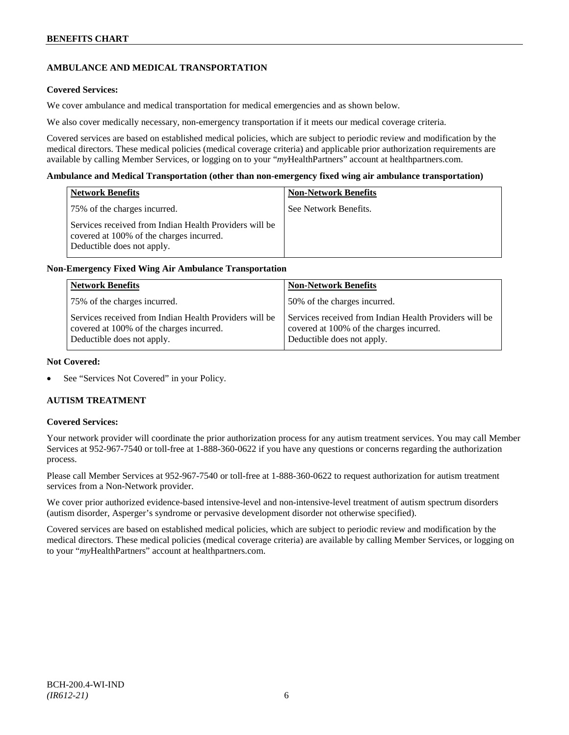## AMBULANCE AND MEDICAL TRANSPORTATION

**Covered Services:**

We cover ambulance and medical transportation for medical emergencies and as shown below.

We also cover medically necessary, non-emergency transportation if it meets our medical coverage criteria.

Covered services are based on established medical policies, which are subject to periodic review and modification by the medical directors. These medical policies (medical coverage criteria) and applicable prior authorization requirements are available by calling Member Services, or logging on to your "*my*HealthPartners" account at healthpartners.com.

**Ambulance and Medical Transportation (other than non-emergency fixed wing air ambulance transportation)**

| Network Benefits | Non-Network Benefits |
|---|---|
| 75% of the charges incurred.<br><br>Services received from Indian Health Providers will be covered at 100% of the charges incurred. Deductible does not apply. | See Network Benefits. |

**Non-Emergency Fixed Wing Air Ambulance Transportation**

| Network Benefits | Non-Network Benefits |
|---|---|
| 75% of the charges incurred.<br><br>Services received from Indian Health Providers will be covered at 100% of the charges incurred. Deductible does not apply. | 50% of the charges incurred.<br><br>Services received from Indian Health Providers will be covered at 100% of the charges incurred. Deductible does not apply. |

**Not Covered:**

- See "Services Not Covered" in your Policy.

## AUTISM TREATMENT

**Covered Services:**

Your network provider will coordinate the prior authorization process for any autism treatment services. You may call Member Services at 952-967-7540 or toll-free at 1-888-360-0622 if you have any questions or concerns regarding the authorization process.

Please call Member Services at 952-967-7540 or toll-free at 1-888-360-0622 to request authorization for autism treatment services from a Non-Network provider.

We cover prior authorized evidence-based intensive-level and non-intensive-level treatment of autism spectrum disorders (autism disorder, Asperger's syndrome or pervasive development disorder not otherwise specified).

Covered services are based on established medical policies, which are subject to periodic review and modification by the medical directors. These medical policies (medical coverage criteria) are available by calling Member Services, or logging on to your "*my*HealthPartners" account at healthpartners.com.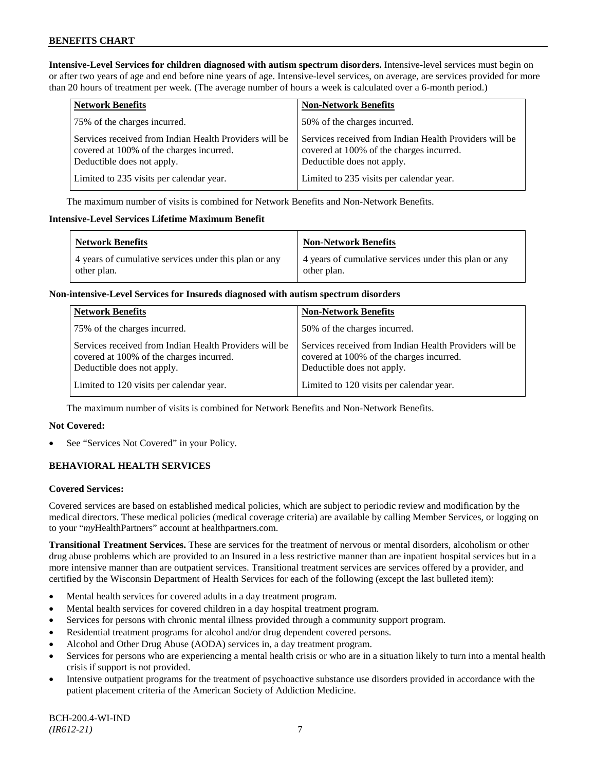**Intensive-Level Services for children diagnosed with autism spectrum disorders.** Intensive-level services must begin on or after two years of age and end before nine years of age. Intensive-level services, on average, are services provided for more than 20 hours of treatment per week. (The average number of hours a week is calculated over a 6-month period.)

| Network Benefits | Non-Network Benefits |
|---|---|
| 75% of the charges incurred. | 50% of the charges incurred. |
| Services received from Indian Health Providers will be covered at 100% of the charges incurred. Deductible does not apply. | Services received from Indian Health Providers will be covered at 100% of the charges incurred. Deductible does not apply. |
| Limited to 235 visits per calendar year. | Limited to 235 visits per calendar year. |

The maximum number of visits is combined for Network Benefits and Non-Network Benefits.

**Intensive-Level Services Lifetime Maximum Benefit**

| Network Benefits | Non-Network Benefits |
|---|---|
| 4 years of cumulative services under this plan or any other plan. | 4 years of cumulative services under this plan or any other plan. |

**Non-intensive-Level Services for Insureds diagnosed with autism spectrum disorders**

| Network Benefits | Non-Network Benefits |
|---|---|
| 75% of the charges incurred. | 50% of the charges incurred. |
| Services received from Indian Health Providers will be covered at 100% of the charges incurred. Deductible does not apply. | Services received from Indian Health Providers will be covered at 100% of the charges incurred. Deductible does not apply. |
| Limited to 120 visits per calendar year. | Limited to 120 visits per calendar year. |

The maximum number of visits is combined for Network Benefits and Non-Network Benefits.

**Not Covered:**

- See "Services Not Covered" in your Policy.

## BEHAVIORAL HEALTH SERVICES

**Covered Services:**

Covered services are based on established medical policies, which are subject to periodic review and modification by the medical directors. These medical policies (medical coverage criteria) are available by calling Member Services, or logging on to your "*my*HealthPartners" account at healthpartners.com.

**Transitional Treatment Services.** These are services for the treatment of nervous or mental disorders, alcoholism or other drug abuse problems which are provided to an Insured in a less restrictive manner than are inpatient hospital services but in a more intensive manner than are outpatient services. Transitional treatment services are services offered by a provider, and certified by the Wisconsin Department of Health Services for each of the following (except the last bulleted item):

- Mental health services for covered adults in a day treatment program.
- Mental health services for covered children in a day hospital treatment program.
- Services for persons with chronic mental illness provided through a community support program.
- Residential treatment programs for alcohol and/or drug dependent covered persons.
- Alcohol and Other Drug Abuse (AODA) services in, a day treatment program.
- Services for persons who are experiencing a mental health crisis or who are in a situation likely to turn into a mental health crisis if support is not provided.
- Intensive outpatient programs for the treatment of psychoactive substance use disorders provided in accordance with the patient placement criteria of the American Society of Addiction Medicine.

BCH-200.4-WI-IND
*(IR612-21)*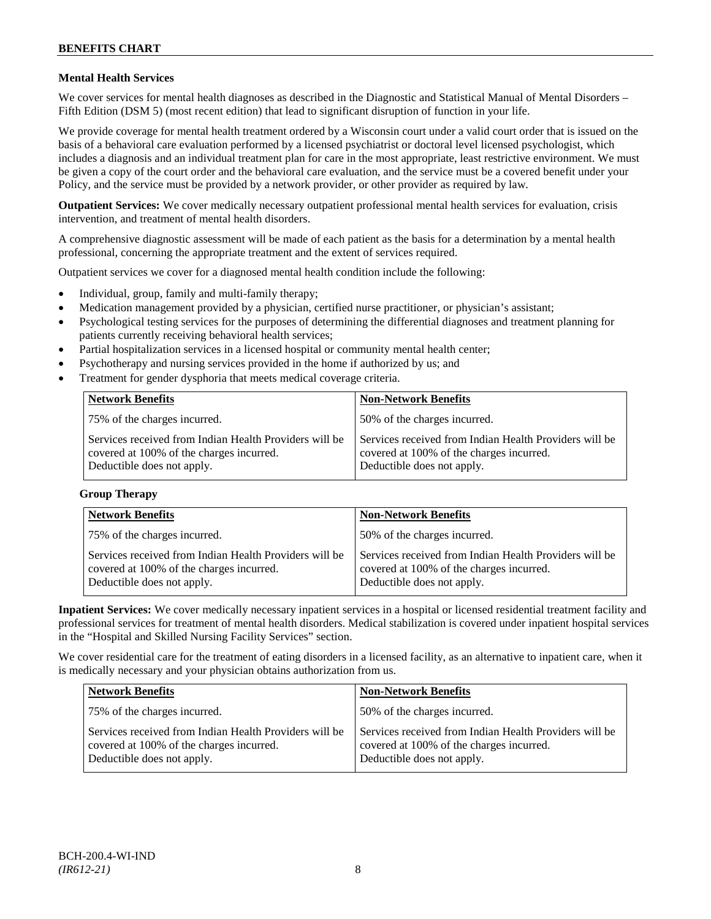## Mental Health Services

We cover services for mental health diagnoses as described in the Diagnostic and Statistical Manual of Mental Disorders – Fifth Edition (DSM 5) (most recent edition) that lead to significant disruption of function in your life.

We provide coverage for mental health treatment ordered by a Wisconsin court under a valid court order that is issued on the basis of a behavioral care evaluation performed by a licensed psychiatrist or doctoral level licensed psychologist, which includes a diagnosis and an individual treatment plan for care in the most appropriate, least restrictive environment. We must be given a copy of the court order and the behavioral care evaluation, and the service must be a covered benefit under your Policy, and the service must be provided by a network provider, or other provider as required by law.

**Outpatient Services:** We cover medically necessary outpatient professional mental health services for evaluation, crisis intervention, and treatment of mental health disorders.

A comprehensive diagnostic assessment will be made of each patient as the basis for a determination by a mental health professional, concerning the appropriate treatment and the extent of services required.

Outpatient services we cover for a diagnosed mental health condition include the following:

- Individual, group, family and multi-family therapy;
- Medication management provided by a physician, certified nurse practitioner, or physician's assistant;
- Psychological testing services for the purposes of determining the differential diagnoses and treatment planning for patients currently receiving behavioral health services;
- Partial hospitalization services in a licensed hospital or community mental health center;
- Psychotherapy and nursing services provided in the home if authorized by us; and
- Treatment for gender dysphoria that meets medical coverage criteria.

| Network Benefits | Non-Network Benefits |
|---|---|
| 75% of the charges incurred. | 50% of the charges incurred. |
| Services received from Indian Health Providers will be covered at 100% of the charges incurred. Deductible does not apply. | Services received from Indian Health Providers will be covered at 100% of the charges incurred. Deductible does not apply. |

### Group Therapy

| Network Benefits | Non-Network Benefits |
|---|---|
| 75% of the charges incurred. | 50% of the charges incurred. |
| Services received from Indian Health Providers will be covered at 100% of the charges incurred. Deductible does not apply. | Services received from Indian Health Providers will be covered at 100% of the charges incurred. Deductible does not apply. |

**Inpatient Services:** We cover medically necessary inpatient services in a hospital or licensed residential treatment facility and professional services for treatment of mental health disorders. Medical stabilization is covered under inpatient hospital services in the "Hospital and Skilled Nursing Facility Services" section.

We cover residential care for the treatment of eating disorders in a licensed facility, as an alternative to inpatient care, when it is medically necessary and your physician obtains authorization from us.

| Network Benefits | Non-Network Benefits |
|---|---|
| 75% of the charges incurred. | 50% of the charges incurred. |
| Services received from Indian Health Providers will be covered at 100% of the charges incurred. Deductible does not apply. | Services received from Indian Health Providers will be covered at 100% of the charges incurred. Deductible does not apply. |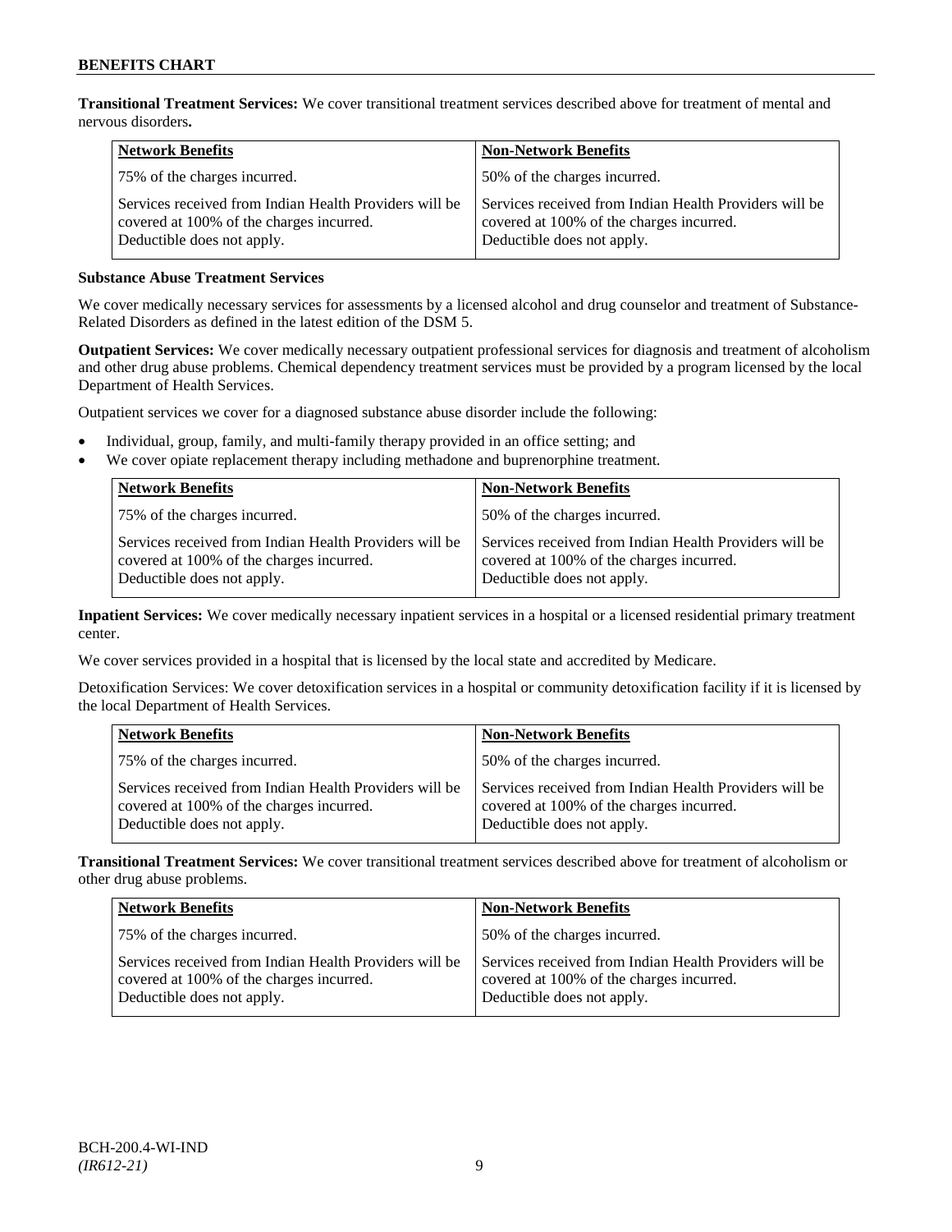**Transitional Treatment Services:** We cover transitional treatment services described above for treatment of mental and nervous disorders**.**

| Network Benefits | Non-Network Benefits |
|---|---|
| 75% of the charges incurred. | 50% of the charges incurred. |
| Services received from Indian Health Providers will be covered at 100% of the charges incurred. Deductible does not apply. | Services received from Indian Health Providers will be covered at 100% of the charges incurred. Deductible does not apply. |

**Substance Abuse Treatment Services**

We cover medically necessary services for assessments by a licensed alcohol and drug counselor and treatment of Substance-Related Disorders as defined in the latest edition of the DSM 5.

**Outpatient Services:** We cover medically necessary outpatient professional services for diagnosis and treatment of alcoholism and other drug abuse problems. Chemical dependency treatment services must be provided by a program licensed by the local Department of Health Services.

Outpatient services we cover for a diagnosed substance abuse disorder include the following:

- Individual, group, family, and multi-family therapy provided in an office setting; and
- We cover opiate replacement therapy including methadone and buprenorphine treatment.

| Network Benefits | Non-Network Benefits |
|---|---|
| 75% of the charges incurred. | 50% of the charges incurred. |
| Services received from Indian Health Providers will be covered at 100% of the charges incurred. Deductible does not apply. | Services received from Indian Health Providers will be covered at 100% of the charges incurred. Deductible does not apply. |

**Inpatient Services:** We cover medically necessary inpatient services in a hospital or a licensed residential primary treatment center.

We cover services provided in a hospital that is licensed by the local state and accredited by Medicare.

Detoxification Services: We cover detoxification services in a hospital or community detoxification facility if it is licensed by the local Department of Health Services.

| Network Benefits | Non-Network Benefits |
|---|---|
| 75% of the charges incurred. | 50% of the charges incurred. |
| Services received from Indian Health Providers will be covered at 100% of the charges incurred. Deductible does not apply. | Services received from Indian Health Providers will be covered at 100% of the charges incurred. Deductible does not apply. |

**Transitional Treatment Services:** We cover transitional treatment services described above for treatment of alcoholism or other drug abuse problems.

| Network Benefits | Non-Network Benefits |
|---|---|
| 75% of the charges incurred. | 50% of the charges incurred. |
| Services received from Indian Health Providers will be covered at 100% of the charges incurred. Deductible does not apply. | Services received from Indian Health Providers will be covered at 100% of the charges incurred. Deductible does not apply. |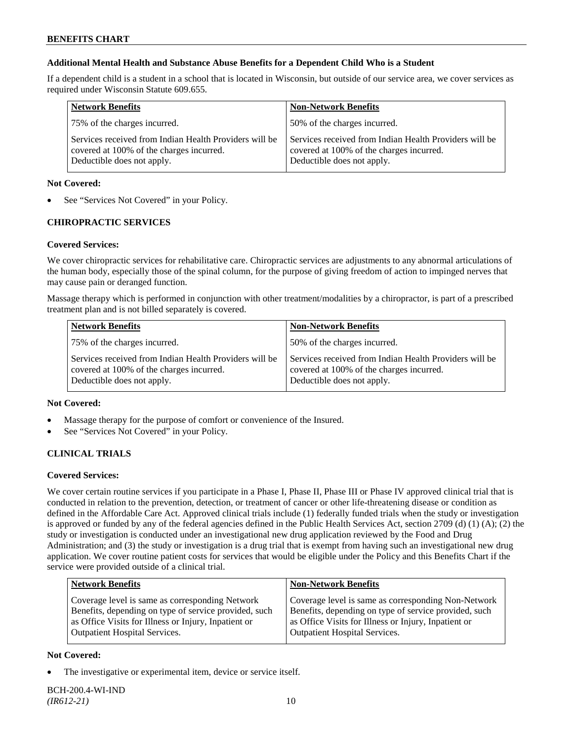**Additional Mental Health and Substance Abuse Benefits for a Dependent Child Who is a Student**

If a dependent child is a student in a school that is located in Wisconsin, but outside of our service area, we cover services as required under Wisconsin Statute 609.655.

| Network Benefits | Non-Network Benefits |
|---|---|
| 75% of the charges incurred. | 50% of the charges incurred. |
| Services received from Indian Health Providers will be covered at 100% of the charges incurred. Deductible does not apply. | Services received from Indian Health Providers will be covered at 100% of the charges incurred. Deductible does not apply. |

**Not Covered:**

- See "Services Not Covered" in your Policy.

## CHIROPRACTIC SERVICES

**Covered Services:**

We cover chiropractic services for rehabilitative care. Chiropractic services are adjustments to any abnormal articulations of the human body, especially those of the spinal column, for the purpose of giving freedom of action to impinged nerves that may cause pain or deranged function.

Massage therapy which is performed in conjunction with other treatment/modalities by a chiropractor, is part of a prescribed treatment plan and is not billed separately is covered.

| Network Benefits | Non-Network Benefits |
|---|---|
| 75% of the charges incurred. | 50% of the charges incurred. |
| Services received from Indian Health Providers will be covered at 100% of the charges incurred. Deductible does not apply. | Services received from Indian Health Providers will be covered at 100% of the charges incurred. Deductible does not apply. |

**Not Covered:**

- Massage therapy for the purpose of comfort or convenience of the Insured.
- See "Services Not Covered" in your Policy.

## CLINICAL TRIALS

**Covered Services:**

We cover certain routine services if you participate in a Phase I, Phase II, Phase III or Phase IV approved clinical trial that is conducted in relation to the prevention, detection, or treatment of cancer or other life-threatening disease or condition as defined in the Affordable Care Act. Approved clinical trials include (1) federally funded trials when the study or investigation is approved or funded by any of the federal agencies defined in the Public Health Services Act, section 2709 (d) (1) (A); (2) the study or investigation is conducted under an investigational new drug application reviewed by the Food and Drug Administration; and (3) the study or investigation is a drug trial that is exempt from having such an investigational new drug application. We cover routine patient costs for services that would be eligible under the Policy and this Benefits Chart if the service were provided outside of a clinical trial.

| Network Benefits | Non-Network Benefits |
|---|---|
| Coverage level is same as corresponding Network Benefits, depending on type of service provided, such as Office Visits for Illness or Injury, Inpatient or Outpatient Hospital Services. | Coverage level is same as corresponding Non-Network Benefits, depending on type of service provided, such as Office Visits for Illness or Injury, Inpatient or Outpatient Hospital Services. |

**Not Covered:**

- The investigative or experimental item, device or service itself.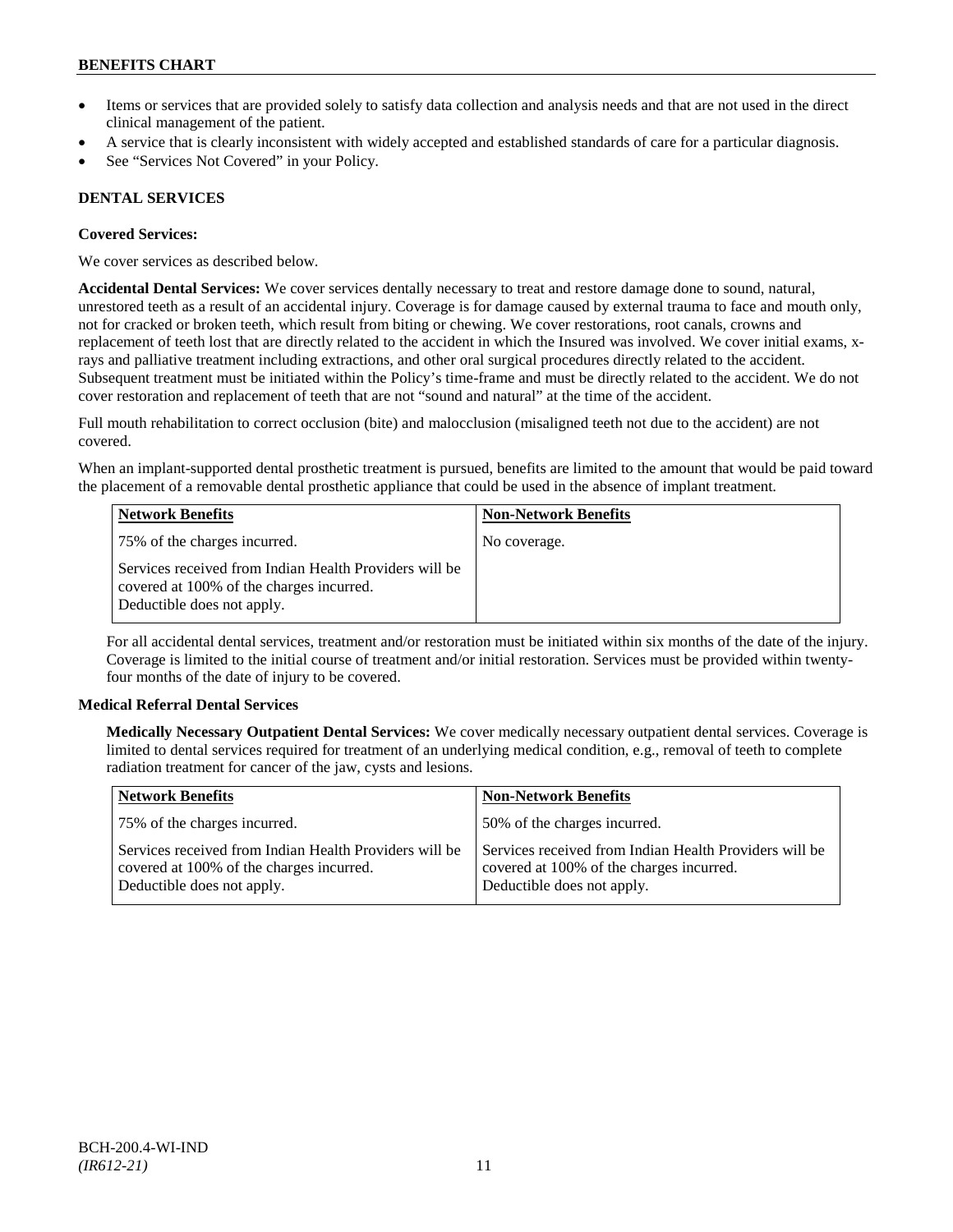- Items or services that are provided solely to satisfy data collection and analysis needs and that are not used in the direct clinical management of the patient.
- A service that is clearly inconsistent with widely accepted and established standards of care for a particular diagnosis.
- See "Services Not Covered" in your Policy.

### DENTAL SERVICES

**Covered Services:**

We cover services as described below.

**Accidental Dental Services:** We cover services dentally necessary to treat and restore damage done to sound, natural, unrestored teeth as a result of an accidental injury. Coverage is for damage caused by external trauma to face and mouth only, not for cracked or broken teeth, which result from biting or chewing. We cover restorations, root canals, crowns and replacement of teeth lost that are directly related to the accident in which the Insured was involved. We cover initial exams, x-rays and palliative treatment including extractions, and other oral surgical procedures directly related to the accident. Subsequent treatment must be initiated within the Policy's time-frame and must be directly related to the accident. We do not cover restoration and replacement of teeth that are not "sound and natural" at the time of the accident.

Full mouth rehabilitation to correct occlusion (bite) and malocclusion (misaligned teeth not due to the accident) are not covered.

When an implant-supported dental prosthetic treatment is pursued, benefits are limited to the amount that would be paid toward the placement of a removable dental prosthetic appliance that could be used in the absence of implant treatment.

| Network Benefits | Non-Network Benefits |
|---|---|
| 75% of the charges incurred.<br><br>Services received from Indian Health Providers will be covered at 100% of the charges incurred. Deductible does not apply. | No coverage. |

For all accidental dental services, treatment and/or restoration must be initiated within six months of the date of the injury. Coverage is limited to the initial course of treatment and/or initial restoration. Services must be provided within twenty-four months of the date of injury to be covered.

**Medical Referral Dental Services**

**Medically Necessary Outpatient Dental Services:** We cover medically necessary outpatient dental services. Coverage is limited to dental services required for treatment of an underlying medical condition, e.g., removal of teeth to complete radiation treatment for cancer of the jaw, cysts and lesions.

| Network Benefits | Non-Network Benefits |
|---|---|
| 75% of the charges incurred.<br><br>Services received from Indian Health Providers will be covered at 100% of the charges incurred. Deductible does not apply. | 50% of the charges incurred.<br><br>Services received from Indian Health Providers will be covered at 100% of the charges incurred. Deductible does not apply. |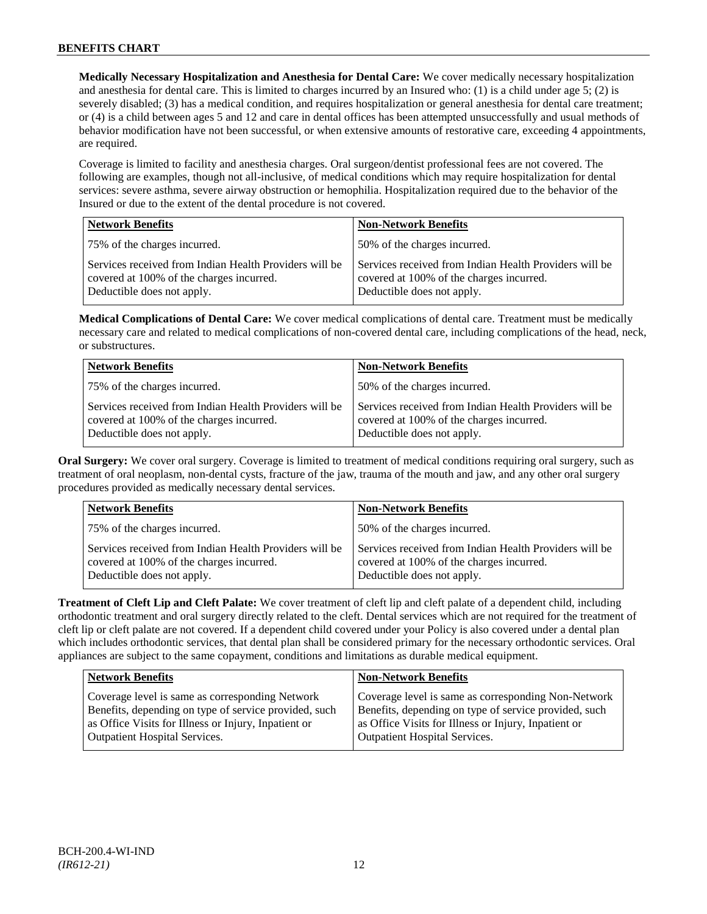**Medically Necessary Hospitalization and Anesthesia for Dental Care:** We cover medically necessary hospitalization and anesthesia for dental care. This is limited to charges incurred by an Insured who: (1) is a child under age 5; (2) is severely disabled; (3) has a medical condition, and requires hospitalization or general anesthesia for dental care treatment; or (4) is a child between ages 5 and 12 and care in dental offices has been attempted unsuccessfully and usual methods of behavior modification have not been successful, or when extensive amounts of restorative care, exceeding 4 appointments, are required.

Coverage is limited to facility and anesthesia charges. Oral surgeon/dentist professional fees are not covered. The following are examples, though not all-inclusive, of medical conditions which may require hospitalization for dental services: severe asthma, severe airway obstruction or hemophilia. Hospitalization required due to the behavior of the Insured or due to the extent of the dental procedure is not covered.

| Network Benefits | Non-Network Benefits |
|---|---|
| 75% of the charges incurred. | 50% of the charges incurred. |
| Services received from Indian Health Providers will be covered at 100% of the charges incurred. Deductible does not apply. | Services received from Indian Health Providers will be covered at 100% of the charges incurred. Deductible does not apply. |

**Medical Complications of Dental Care:** We cover medical complications of dental care. Treatment must be medically necessary care and related to medical complications of non-covered dental care, including complications of the head, neck, or substructures.

| Network Benefits | Non-Network Benefits |
|---|---|
| 75% of the charges incurred. | 50% of the charges incurred. |
| Services received from Indian Health Providers will be covered at 100% of the charges incurred. Deductible does not apply. | Services received from Indian Health Providers will be covered at 100% of the charges incurred. Deductible does not apply. |

**Oral Surgery:** We cover oral surgery. Coverage is limited to treatment of medical conditions requiring oral surgery, such as treatment of oral neoplasm, non-dental cysts, fracture of the jaw, trauma of the mouth and jaw, and any other oral surgery procedures provided as medically necessary dental services.

| Network Benefits | Non-Network Benefits |
|---|---|
| 75% of the charges incurred. | 50% of the charges incurred. |
| Services received from Indian Health Providers will be covered at 100% of the charges incurred. Deductible does not apply. | Services received from Indian Health Providers will be covered at 100% of the charges incurred. Deductible does not apply. |

**Treatment of Cleft Lip and Cleft Palate:** We cover treatment of cleft lip and cleft palate of a dependent child, including orthodontic treatment and oral surgery directly related to the cleft. Dental services which are not required for the treatment of cleft lip or cleft palate are not covered. If a dependent child covered under your Policy is also covered under a dental plan which includes orthodontic services, that dental plan shall be considered primary for the necessary orthodontic services. Oral appliances are subject to the same copayment, conditions and limitations as durable medical equipment.

| Network Benefits | Non-Network Benefits |
|---|---|
| Coverage level is same as corresponding Network Benefits, depending on type of service provided, such as Office Visits for Illness or Injury, Inpatient or Outpatient Hospital Services. | Coverage level is same as corresponding Non-Network Benefits, depending on type of service provided, such as Office Visits for Illness or Injury, Inpatient or Outpatient Hospital Services. |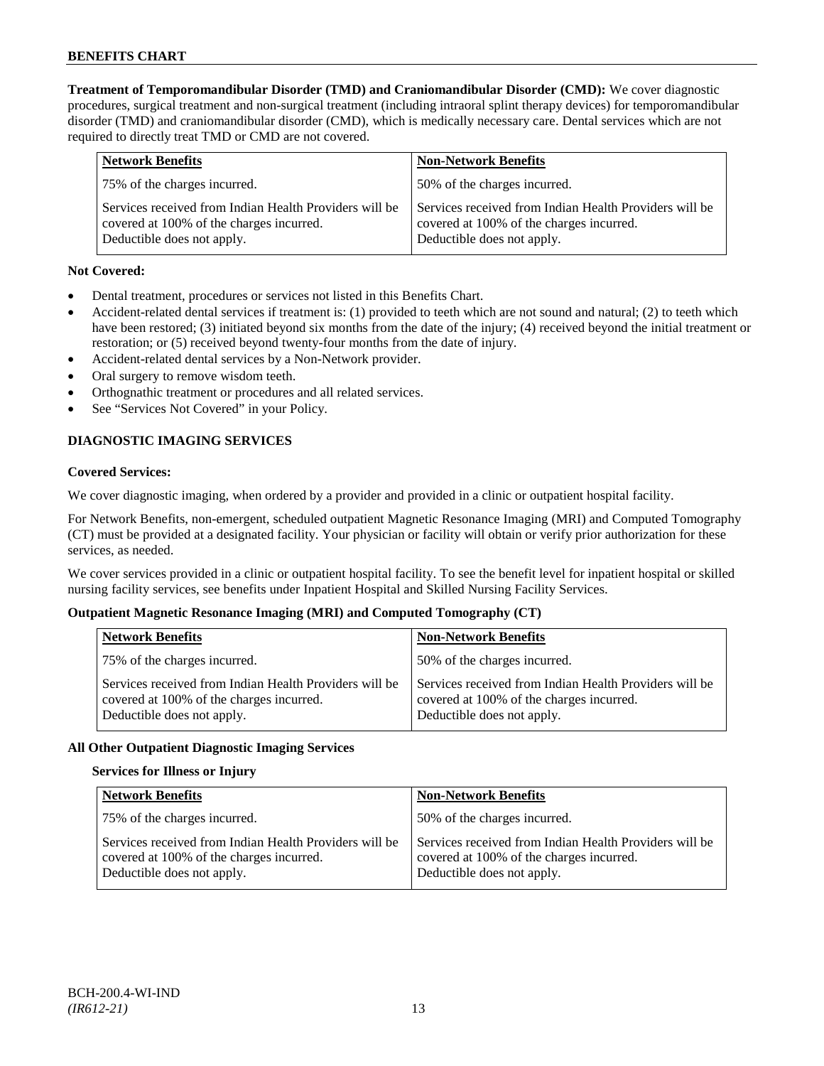**Treatment of Temporomandibular Disorder (TMD) and Craniomandibular Disorder (CMD):** We cover diagnostic procedures, surgical treatment and non-surgical treatment (including intraoral splint therapy devices) for temporomandibular disorder (TMD) and craniomandibular disorder (CMD), which is medically necessary care. Dental services which are not required to directly treat TMD or CMD are not covered.

| Network Benefits | Non-Network Benefits |
| --- | --- |
| 75% of the charges incurred. | 50% of the charges incurred. |
| Services received from Indian Health Providers will be covered at 100% of the charges incurred. Deductible does not apply. | Services received from Indian Health Providers will be covered at 100% of the charges incurred. Deductible does not apply. |

**Not Covered:**

- Dental treatment, procedures or services not listed in this Benefits Chart.
- Accident-related dental services if treatment is: (1) provided to teeth which are not sound and natural; (2) to teeth which have been restored; (3) initiated beyond six months from the date of the injury; (4) received beyond the initial treatment or restoration; or (5) received beyond twenty-four months from the date of injury.
- Accident-related dental services by a Non-Network provider.
- Oral surgery to remove wisdom teeth.
- Orthognathic treatment or procedures and all related services.
- See "Services Not Covered" in your Policy.

## DIAGNOSTIC IMAGING SERVICES

**Covered Services:**

We cover diagnostic imaging, when ordered by a provider and provided in a clinic or outpatient hospital facility.

For Network Benefits, non-emergent, scheduled outpatient Magnetic Resonance Imaging (MRI) and Computed Tomography (CT) must be provided at a designated facility. Your physician or facility will obtain or verify prior authorization for these services, as needed.

We cover services provided in a clinic or outpatient hospital facility. To see the benefit level for inpatient hospital or skilled nursing facility services, see benefits under Inpatient Hospital and Skilled Nursing Facility Services.

**Outpatient Magnetic Resonance Imaging (MRI) and Computed Tomography (CT)**

| Network Benefits | Non-Network Benefits |
| --- | --- |
| 75% of the charges incurred. | 50% of the charges incurred. |
| Services received from Indian Health Providers will be covered at 100% of the charges incurred. Deductible does not apply. | Services received from Indian Health Providers will be covered at 100% of the charges incurred. Deductible does not apply. |

**All Other Outpatient Diagnostic Imaging Services**

**Services for Illness or Injury**

| Network Benefits | Non-Network Benefits |
| --- | --- |
| 75% of the charges incurred. | 50% of the charges incurred. |
| Services received from Indian Health Providers will be covered at 100% of the charges incurred. Deductible does not apply. | Services received from Indian Health Providers will be covered at 100% of the charges incurred. Deductible does not apply. |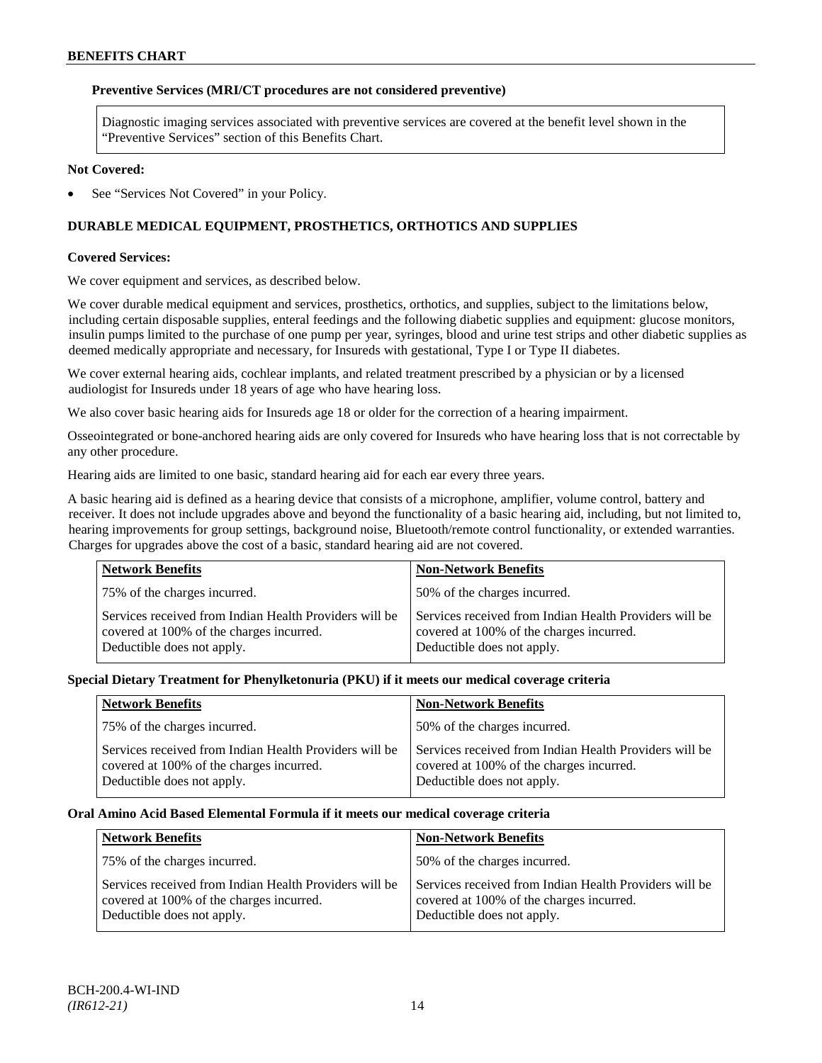**Preventive Services (MRI/CT procedures are not considered preventive)**

Diagnostic imaging services associated with preventive services are covered at the benefit level shown in the "Preventive Services" section of this Benefits Chart.

**Not Covered:**

- See "Services Not Covered" in your Policy.

## DURABLE MEDICAL EQUIPMENT, PROSTHETICS, ORTHOTICS AND SUPPLIES

**Covered Services:**

We cover equipment and services, as described below.

We cover durable medical equipment and services, prosthetics, orthotics, and supplies, subject to the limitations below, including certain disposable supplies, enteral feedings and the following diabetic supplies and equipment: glucose monitors, insulin pumps limited to the purchase of one pump per year, syringes, blood and urine test strips and other diabetic supplies as deemed medically appropriate and necessary, for Insureds with gestational, Type I or Type II diabetes.

We cover external hearing aids, cochlear implants, and related treatment prescribed by a physician or by a licensed audiologist for Insureds under 18 years of age who have hearing loss.

We also cover basic hearing aids for Insureds age 18 or older for the correction of a hearing impairment.

Osseointegrated or bone-anchored hearing aids are only covered for Insureds who have hearing loss that is not correctable by any other procedure.

Hearing aids are limited to one basic, standard hearing aid for each ear every three years.

A basic hearing aid is defined as a hearing device that consists of a microphone, amplifier, volume control, battery and receiver. It does not include upgrades above and beyond the functionality of a basic hearing aid, including, but not limited to, hearing improvements for group settings, background noise, Bluetooth/remote control functionality, or extended warranties. Charges for upgrades above the cost of a basic, standard hearing aid are not covered.

| Network Benefits | Non-Network Benefits |
|---|---|
| 75% of the charges incurred. | 50% of the charges incurred. |
| Services received from Indian Health Providers will be covered at 100% of the charges incurred. Deductible does not apply. | Services received from Indian Health Providers will be covered at 100% of the charges incurred. Deductible does not apply. |

**Special Dietary Treatment for Phenylketonuria (PKU) if it meets our medical coverage criteria**

| Network Benefits | Non-Network Benefits |
|---|---|
| 75% of the charges incurred. | 50% of the charges incurred. |
| Services received from Indian Health Providers will be covered at 100% of the charges incurred. Deductible does not apply. | Services received from Indian Health Providers will be covered at 100% of the charges incurred. Deductible does not apply. |

**Oral Amino Acid Based Elemental Formula if it meets our medical coverage criteria**

| Network Benefits | Non-Network Benefits |
|---|---|
| 75% of the charges incurred. | 50% of the charges incurred. |
| Services received from Indian Health Providers will be covered at 100% of the charges incurred. Deductible does not apply. | Services received from Indian Health Providers will be covered at 100% of the charges incurred. Deductible does not apply. |

BCH-200.4-WI-IND
*(IR612-21)*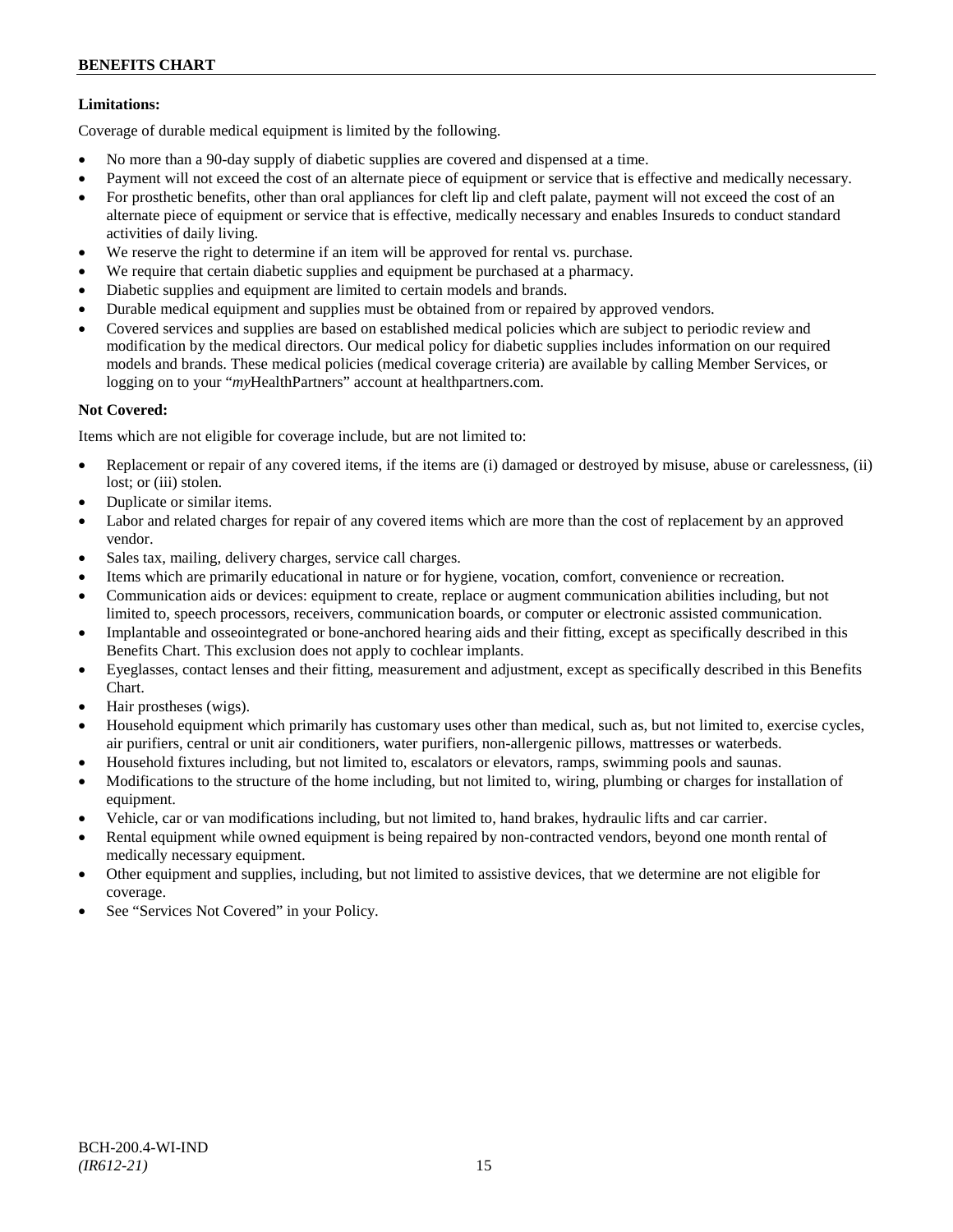**Limitations:**

Coverage of durable medical equipment is limited by the following.

- No more than a 90-day supply of diabetic supplies are covered and dispensed at a time.
- Payment will not exceed the cost of an alternate piece of equipment or service that is effective and medically necessary.
- For prosthetic benefits, other than oral appliances for cleft lip and cleft palate, payment will not exceed the cost of an alternate piece of equipment or service that is effective, medically necessary and enables Insureds to conduct standard activities of daily living.
- We reserve the right to determine if an item will be approved for rental vs. purchase.
- We require that certain diabetic supplies and equipment be purchased at a pharmacy.
- Diabetic supplies and equipment are limited to certain models and brands.
- Durable medical equipment and supplies must be obtained from or repaired by approved vendors.
- Covered services and supplies are based on established medical policies which are subject to periodic review and modification by the medical directors. Our medical policy for diabetic supplies includes information on our required models and brands. These medical policies (medical coverage criteria) are available by calling Member Services, or logging on to your "*my*HealthPartners" account at healthpartners.com.

**Not Covered:**

Items which are not eligible for coverage include, but are not limited to:

- Replacement or repair of any covered items, if the items are (i) damaged or destroyed by misuse, abuse or carelessness, (ii) lost; or (iii) stolen.
- Duplicate or similar items.
- Labor and related charges for repair of any covered items which are more than the cost of replacement by an approved vendor.
- Sales tax, mailing, delivery charges, service call charges.
- Items which are primarily educational in nature or for hygiene, vocation, comfort, convenience or recreation.
- Communication aids or devices: equipment to create, replace or augment communication abilities including, but not limited to, speech processors, receivers, communication boards, or computer or electronic assisted communication.
- Implantable and osseointegrated or bone-anchored hearing aids and their fitting, except as specifically described in this Benefits Chart. This exclusion does not apply to cochlear implants.
- Eyeglasses, contact lenses and their fitting, measurement and adjustment, except as specifically described in this Benefits Chart.
- Hair prostheses (wigs).
- Household equipment which primarily has customary uses other than medical, such as, but not limited to, exercise cycles, air purifiers, central or unit air conditioners, water purifiers, non-allergenic pillows, mattresses or waterbeds.
- Household fixtures including, but not limited to, escalators or elevators, ramps, swimming pools and saunas.
- Modifications to the structure of the home including, but not limited to, wiring, plumbing or charges for installation of equipment.
- Vehicle, car or van modifications including, but not limited to, hand brakes, hydraulic lifts and car carrier.
- Rental equipment while owned equipment is being repaired by non-contracted vendors, beyond one month rental of medically necessary equipment.
- Other equipment and supplies, including, but not limited to assistive devices, that we determine are not eligible for coverage.
- See "Services Not Covered" in your Policy.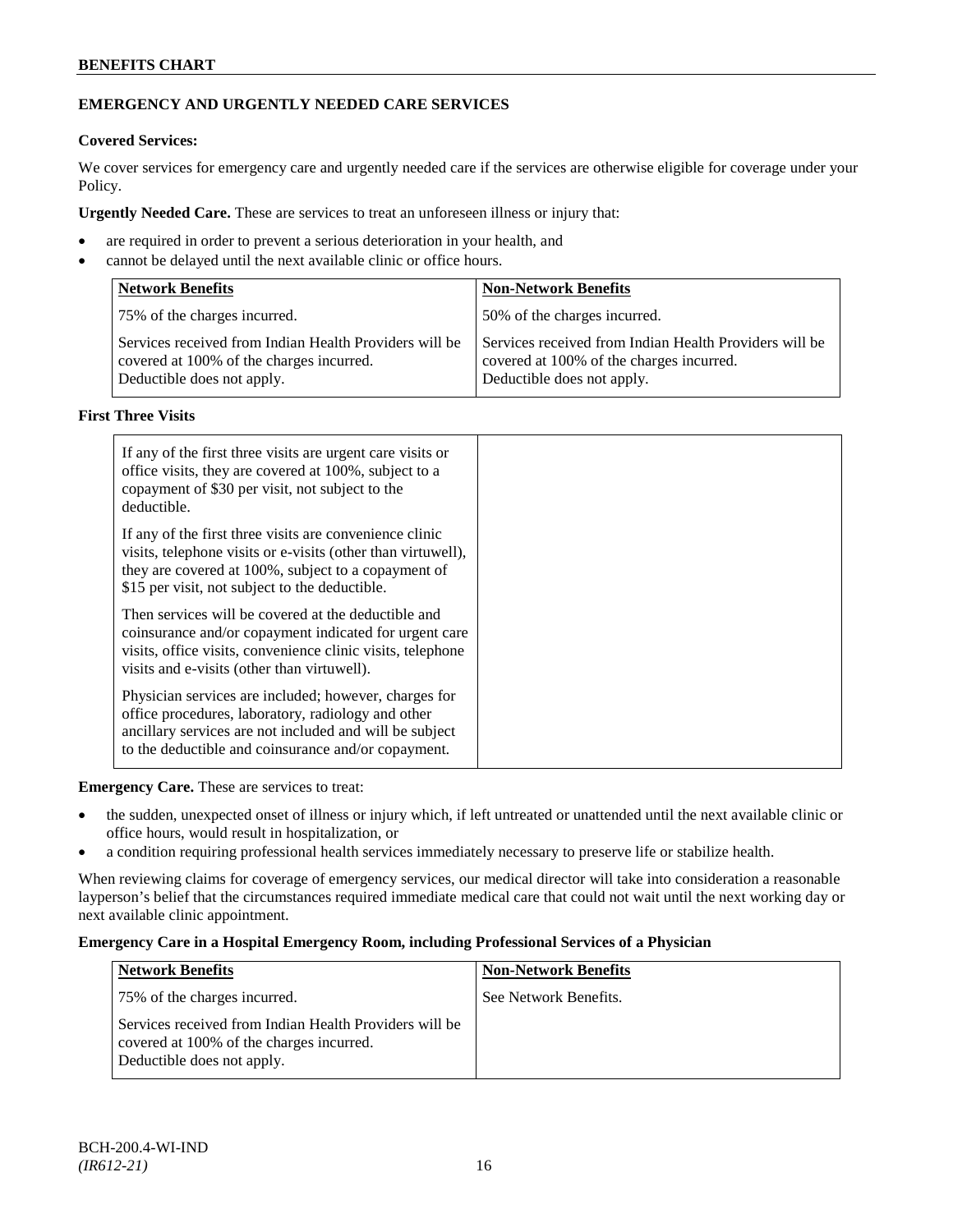## EMERGENCY AND URGENTLY NEEDED CARE SERVICES

**Covered Services:**

We cover services for emergency care and urgently needed care if the services are otherwise eligible for coverage under your Policy.

**Urgently Needed Care.** These are services to treat an unforeseen illness or injury that:

- are required in order to prevent a serious deterioration in your health, and
- cannot be delayed until the next available clinic or office hours.

| Network Benefits | Non-Network Benefits |
|---|---|
| 75% of the charges incurred. | 50% of the charges incurred. |
| Services received from Indian Health Providers will be covered at 100% of the charges incurred. Deductible does not apply. | Services received from Indian Health Providers will be covered at 100% of the charges incurred. Deductible does not apply. |

**First Three Visits**

| | |
|---|---|
| If any of the first three visits are urgent care visits or office visits, they are covered at 100%, subject to a copayment of $30 per visit, not subject to the deductible. | |
| If any of the first three visits are convenience clinic visits, telephone visits or e-visits (other than virtuwell), they are covered at 100%, subject to a copayment of $15 per visit, not subject to the deductible. | |
| Then services will be covered at the deductible and coinsurance and/or copayment indicated for urgent care visits, office visits, convenience clinic visits, telephone visits and e-visits (other than virtuwell). | |
| Physician services are included; however, charges for office procedures, laboratory, radiology and other ancillary services are not included and will be subject to the deductible and coinsurance and/or copayment. | |

**Emergency Care.** These are services to treat:

- the sudden, unexpected onset of illness or injury which, if left untreated or unattended until the next available clinic or office hours, would result in hospitalization, or
- a condition requiring professional health services immediately necessary to preserve life or stabilize health.

When reviewing claims for coverage of emergency services, our medical director will take into consideration a reasonable layperson's belief that the circumstances required immediate medical care that could not wait until the next working day or next available clinic appointment.

**Emergency Care in a Hospital Emergency Room, including Professional Services of a Physician**

| Network Benefits | Non-Network Benefits |
|---|---|
| 75% of the charges incurred. | See Network Benefits. |
| Services received from Indian Health Providers will be covered at 100% of the charges incurred. Deductible does not apply. | |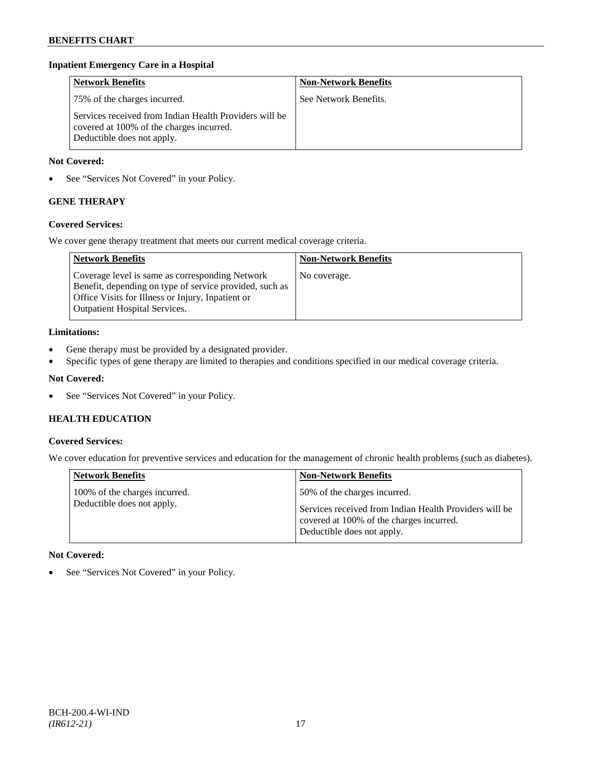### Inpatient Emergency Care in a Hospital

| Network Benefits | Non-Network Benefits |
|---|---|
| 75% of the charges incurred.<br><br>Services received from Indian Health Providers will be covered at 100% of the charges incurred. Deductible does not apply. | See Network Benefits. |

**Not Covered:**

- See "Services Not Covered" in your Policy.

## GENE THERAPY

**Covered Services:**

We cover gene therapy treatment that meets our current medical coverage criteria.

| Network Benefits | Non-Network Benefits |
|---|---|
| Coverage level is same as corresponding Network Benefit, depending on type of service provided, such as Office Visits for Illness or Injury, Inpatient or Outpatient Hospital Services. | No coverage. |

**Limitations:**

- Gene therapy must be provided by a designated provider.
- Specific types of gene therapy are limited to therapies and conditions specified in our medical coverage criteria.

**Not Covered:**

- See "Services Not Covered" in your Policy.

## HEALTH EDUCATION

**Covered Services:**

We cover education for preventive services and education for the management of chronic health problems (such as diabetes).

| Network Benefits | Non-Network Benefits |
|---|---|
| 100% of the charges incurred. Deductible does not apply. | 50% of the charges incurred.<br><br>Services received from Indian Health Providers will be covered at 100% of the charges incurred. Deductible does not apply. |

**Not Covered:**

- See "Services Not Covered" in your Policy.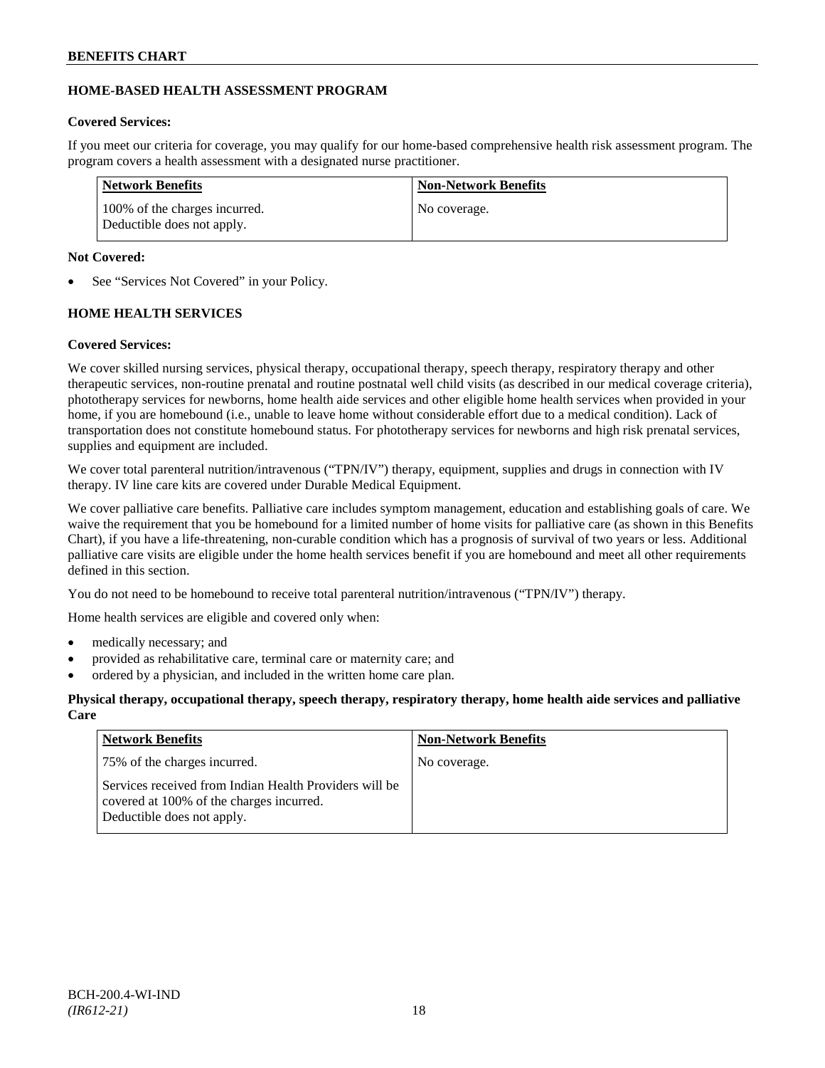## HOME-BASED HEALTH ASSESSMENT PROGRAM

**Covered Services:**

If you meet our criteria for coverage, you may qualify for our home-based comprehensive health risk assessment program. The program covers a health assessment with a designated nurse practitioner.

| Network Benefits | Non-Network Benefits |
|---|---|
| 100% of the charges incurred. Deductible does not apply. | No coverage. |

**Not Covered:**

- See "Services Not Covered" in your Policy.

## HOME HEALTH SERVICES

**Covered Services:**

We cover skilled nursing services, physical therapy, occupational therapy, speech therapy, respiratory therapy and other therapeutic services, non-routine prenatal and routine postnatal well child visits (as described in our medical coverage criteria), phototherapy services for newborns, home health aide services and other eligible home health services when provided in your home, if you are homebound (i.e., unable to leave home without considerable effort due to a medical condition). Lack of transportation does not constitute homebound status. For phototherapy services for newborns and high risk prenatal services, supplies and equipment are included.

We cover total parenteral nutrition/intravenous ("TPN/IV") therapy, equipment, supplies and drugs in connection with IV therapy. IV line care kits are covered under Durable Medical Equipment.

We cover palliative care benefits. Palliative care includes symptom management, education and establishing goals of care. We waive the requirement that you be homebound for a limited number of home visits for palliative care (as shown in this Benefits Chart), if you have a life-threatening, non-curable condition which has a prognosis of survival of two years or less. Additional palliative care visits are eligible under the home health services benefit if you are homebound and meet all other requirements defined in this section.

You do not need to be homebound to receive total parenteral nutrition/intravenous ("TPN/IV") therapy.

Home health services are eligible and covered only when:

- medically necessary; and
- provided as rehabilitative care, terminal care or maternity care; and
- ordered by a physician, and included in the written home care plan.

**Physical therapy, occupational therapy, speech therapy, respiratory therapy, home health aide services and palliative Care**

| Network Benefits | Non-Network Benefits |
|---|---|
| 75% of the charges incurred. Services received from Indian Health Providers will be covered at 100% of the charges incurred. Deductible does not apply. | No coverage. |

BCH-200.4-WI-IND
*(IR612-21)*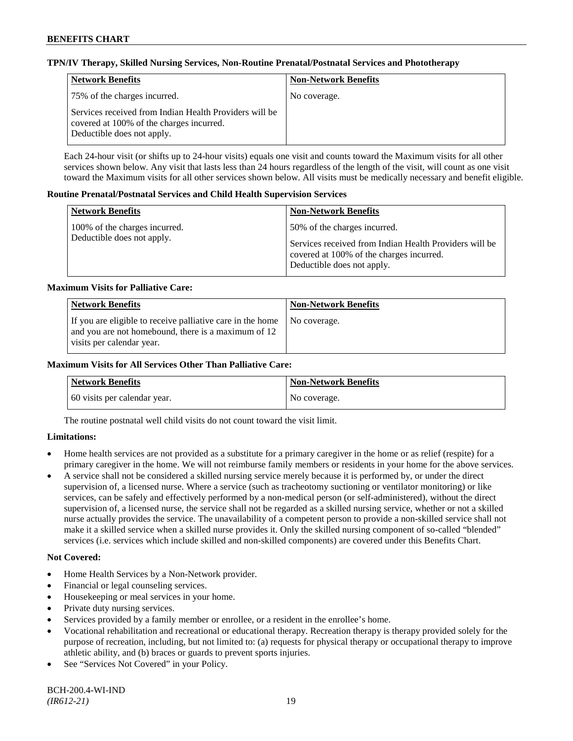**TPN/IV Therapy, Skilled Nursing Services, Non-Routine Prenatal/Postnatal Services and Phototherapy**

| Network Benefits | Non-Network Benefits |
|---|---|
| 75% of the charges incurred.<br><br>Services received from Indian Health Providers will be covered at 100% of the charges incurred. Deductible does not apply. | No coverage. |

Each 24-hour visit (or shifts up to 24-hour visits) equals one visit and counts toward the Maximum visits for all other services shown below. Any visit that lasts less than 24 hours regardless of the length of the visit, will count as one visit toward the Maximum visits for all other services shown below. All visits must be medically necessary and benefit eligible.

**Routine Prenatal/Postnatal Services and Child Health Supervision Services**

| Network Benefits | Non-Network Benefits |
|---|---|
| 100% of the charges incurred. Deductible does not apply. | 50% of the charges incurred.<br><br>Services received from Indian Health Providers will be covered at 100% of the charges incurred. Deductible does not apply. |

**Maximum Visits for Palliative Care:**

| Network Benefits | Non-Network Benefits |
|---|---|
| If you are eligible to receive palliative care in the home and you are not homebound, there is a maximum of 12 visits per calendar year. | No coverage. |

**Maximum Visits for All Services Other Than Palliative Care:**

| Network Benefits | Non-Network Benefits |
|---|---|
| 60 visits per calendar year. | No coverage. |

The routine postnatal well child visits do not count toward the visit limit.

**Limitations:**

- Home health services are not provided as a substitute for a primary caregiver in the home or as relief (respite) for a primary caregiver in the home. We will not reimburse family members or residents in your home for the above services.
- A service shall not be considered a skilled nursing service merely because it is performed by, or under the direct supervision of, a licensed nurse. Where a service (such as tracheotomy suctioning or ventilator monitoring) or like services, can be safely and effectively performed by a non-medical person (or self-administered), without the direct supervision of, a licensed nurse, the service shall not be regarded as a skilled nursing service, whether or not a skilled nurse actually provides the service. The unavailability of a competent person to provide a non-skilled service shall not make it a skilled service when a skilled nurse provides it. Only the skilled nursing component of so-called "blended" services (i.e. services which include skilled and non-skilled components) are covered under this Benefits Chart.

**Not Covered:**

- Home Health Services by a Non-Network provider.
- Financial or legal counseling services.
- Housekeeping or meal services in your home.
- Private duty nursing services.
- Services provided by a family member or enrollee, or a resident in the enrollee's home.
- Vocational rehabilitation and recreational or educational therapy. Recreation therapy is therapy provided solely for the purpose of recreation, including, but not limited to: (a) requests for physical therapy or occupational therapy to improve athletic ability, and (b) braces or guards to prevent sports injuries.
- See "Services Not Covered" in your Policy.

BCH-200.4-WI-IND
*(IR612-21)*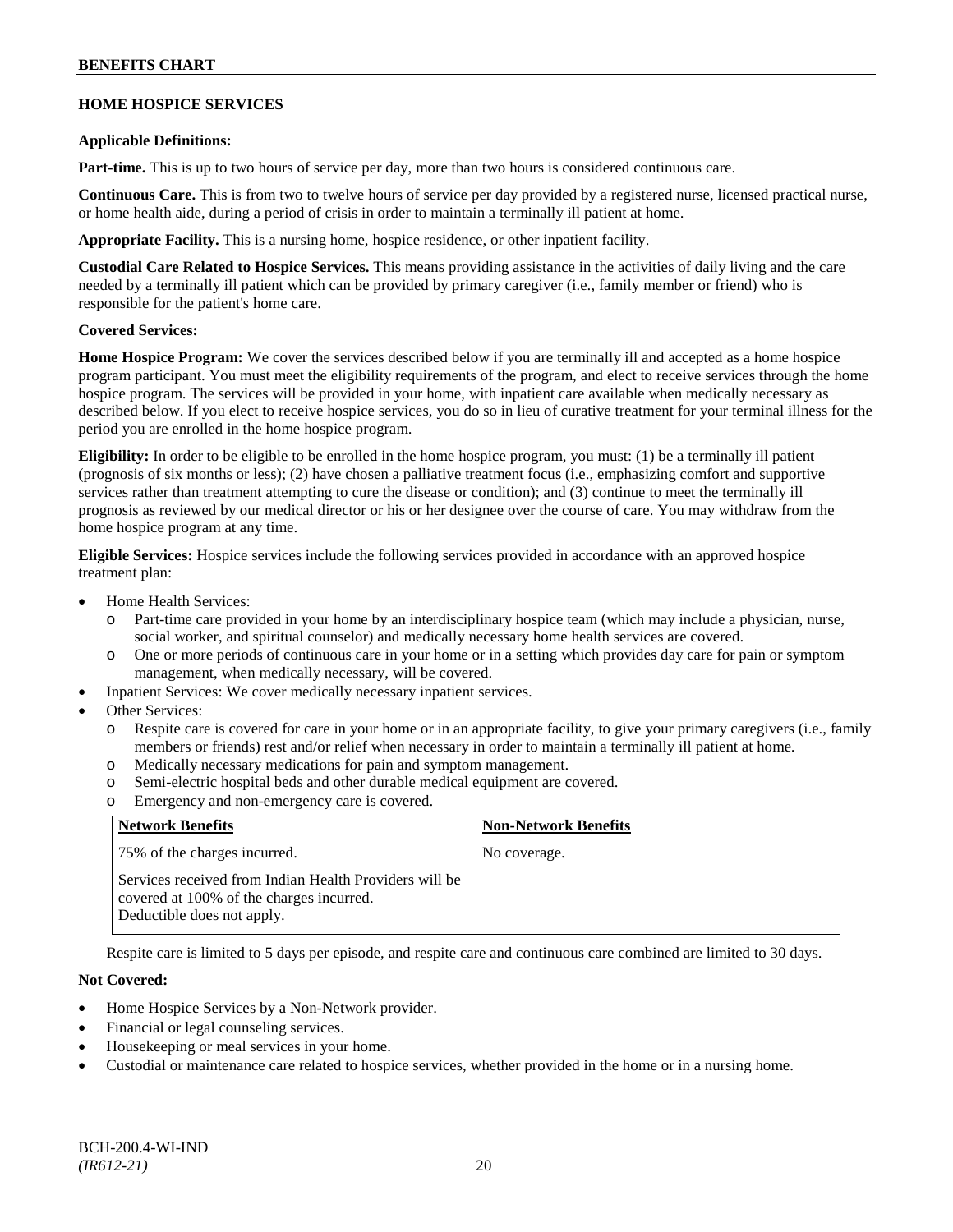## HOME HOSPICE SERVICES

**Applicable Definitions:**

**Part-time.** This is up to two hours of service per day, more than two hours is considered continuous care.

**Continuous Care.** This is from two to twelve hours of service per day provided by a registered nurse, licensed practical nurse, or home health aide, during a period of crisis in order to maintain a terminally ill patient at home.

**Appropriate Facility.** This is a nursing home, hospice residence, or other inpatient facility.

**Custodial Care Related to Hospice Services.** This means providing assistance in the activities of daily living and the care needed by a terminally ill patient which can be provided by primary caregiver (i.e., family member or friend) who is responsible for the patient's home care.

**Covered Services:**

**Home Hospice Program:** We cover the services described below if you are terminally ill and accepted as a home hospice program participant. You must meet the eligibility requirements of the program, and elect to receive services through the home hospice program. The services will be provided in your home, with inpatient care available when medically necessary as described below. If you elect to receive hospice services, you do so in lieu of curative treatment for your terminal illness for the period you are enrolled in the home hospice program.

**Eligibility:** In order to be eligible to be enrolled in the home hospice program, you must: (1) be a terminally ill patient (prognosis of six months or less); (2) have chosen a palliative treatment focus (i.e., emphasizing comfort and supportive services rather than treatment attempting to cure the disease or condition); and (3) continue to meet the terminally ill prognosis as reviewed by our medical director or his or her designee over the course of care. You may withdraw from the home hospice program at any time.

**Eligible Services:** Hospice services include the following services provided in accordance with an approved hospice treatment plan:

- Home Health Services:
  - Part-time care provided in your home by an interdisciplinary hospice team (which may include a physician, nurse, social worker, and spiritual counselor) and medically necessary home health services are covered.
  - One or more periods of continuous care in your home or in a setting which provides day care for pain or symptom management, when medically necessary, will be covered.
- Inpatient Services: We cover medically necessary inpatient services.
- Other Services:
  - Respite care is covered for care in your home or in an appropriate facility, to give your primary caregivers (i.e., family members or friends) rest and/or relief when necessary in order to maintain a terminally ill patient at home.
  - Medically necessary medications for pain and symptom management.
  - Semi-electric hospital beds and other durable medical equipment are covered.
  - Emergency and non-emergency care is covered.

| Network Benefits | Non-Network Benefits |
|---|---|
| 75% of the charges incurred.<br><br>Services received from Indian Health Providers will be covered at 100% of the charges incurred. Deductible does not apply. | No coverage. |

Respite care is limited to 5 days per episode, and respite care and continuous care combined are limited to 30 days.

**Not Covered:**

- Home Hospice Services by a Non-Network provider.
- Financial or legal counseling services.
- Housekeeping or meal services in your home.
- Custodial or maintenance care related to hospice services, whether provided in the home or in a nursing home.

BCH-200.4-WI-IND
*(IR612-21)*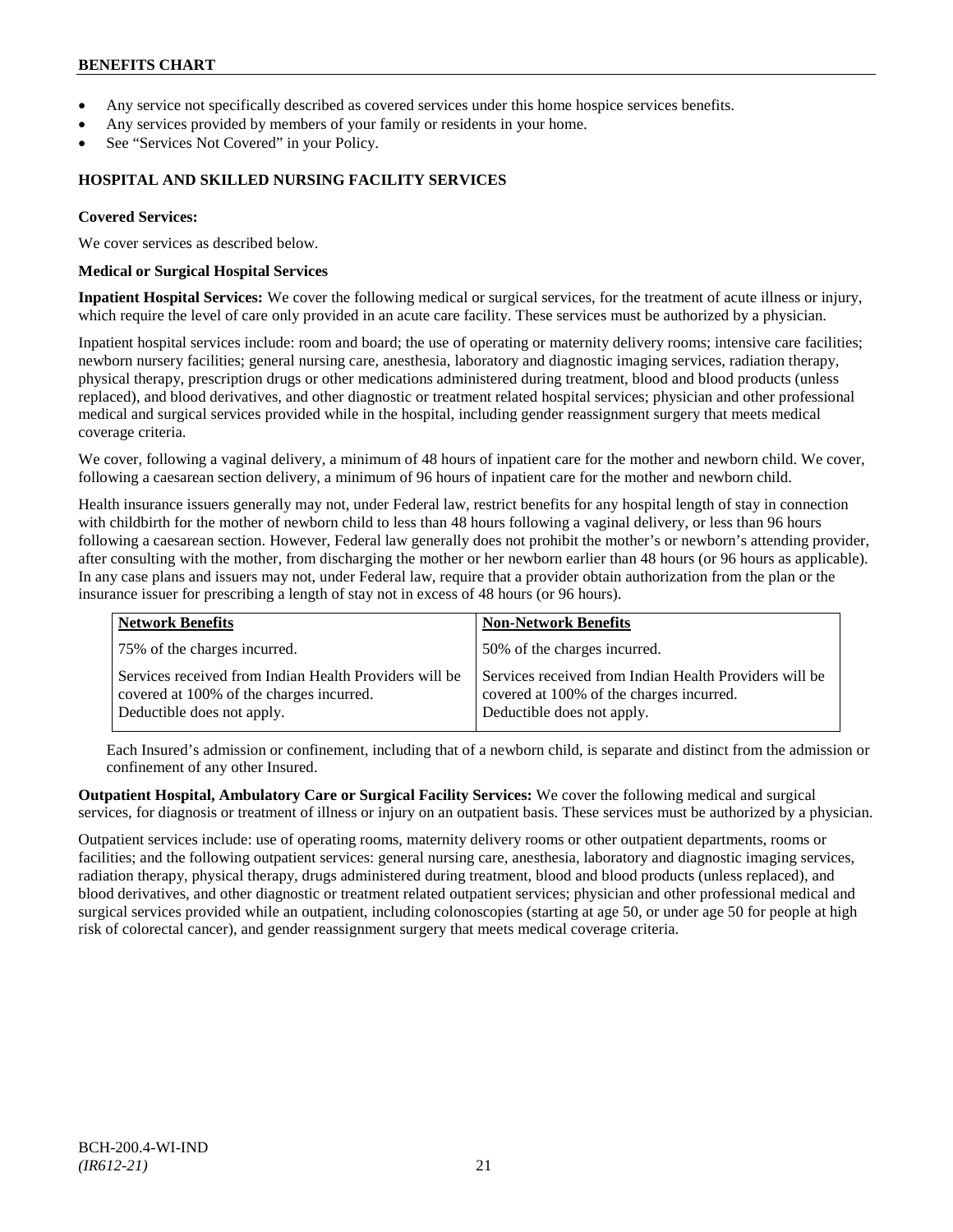- Any service not specifically described as covered services under this home hospice services benefits.
- Any services provided by members of your family or residents in your home.
- See "Services Not Covered" in your Policy.

## HOSPITAL AND SKILLED NURSING FACILITY SERVICES

**Covered Services:**

We cover services as described below.

**Medical or Surgical Hospital Services**

**Inpatient Hospital Services:** We cover the following medical or surgical services, for the treatment of acute illness or injury, which require the level of care only provided in an acute care facility. These services must be authorized by a physician.

Inpatient hospital services include: room and board; the use of operating or maternity delivery rooms; intensive care facilities; newborn nursery facilities; general nursing care, anesthesia, laboratory and diagnostic imaging services, radiation therapy, physical therapy, prescription drugs or other medications administered during treatment, blood and blood products (unless replaced), and blood derivatives, and other diagnostic or treatment related hospital services; physician and other professional medical and surgical services provided while in the hospital, including gender reassignment surgery that meets medical coverage criteria.

We cover, following a vaginal delivery, a minimum of 48 hours of inpatient care for the mother and newborn child. We cover, following a caesarean section delivery, a minimum of 96 hours of inpatient care for the mother and newborn child.

Health insurance issuers generally may not, under Federal law, restrict benefits for any hospital length of stay in connection with childbirth for the mother of newborn child to less than 48 hours following a vaginal delivery, or less than 96 hours following a caesarean section. However, Federal law generally does not prohibit the mother's or newborn's attending provider, after consulting with the mother, from discharging the mother or her newborn earlier than 48 hours (or 96 hours as applicable). In any case plans and issuers may not, under Federal law, require that a provider obtain authorization from the plan or the insurance issuer for prescribing a length of stay not in excess of 48 hours (or 96 hours).

| Network Benefits | Non-Network Benefits |
|---|---|
| 75% of the charges incurred. | 50% of the charges incurred. |
| Services received from Indian Health Providers will be covered at 100% of the charges incurred. Deductible does not apply. | Services received from Indian Health Providers will be covered at 100% of the charges incurred. Deductible does not apply. |

Each Insured's admission or confinement, including that of a newborn child, is separate and distinct from the admission or confinement of any other Insured.

**Outpatient Hospital, Ambulatory Care or Surgical Facility Services:** We cover the following medical and surgical services, for diagnosis or treatment of illness or injury on an outpatient basis. These services must be authorized by a physician.

Outpatient services include: use of operating rooms, maternity delivery rooms or other outpatient departments, rooms or facilities; and the following outpatient services: general nursing care, anesthesia, laboratory and diagnostic imaging services, radiation therapy, physical therapy, drugs administered during treatment, blood and blood products (unless replaced), and blood derivatives, and other diagnostic or treatment related outpatient services; physician and other professional medical and surgical services provided while an outpatient, including colonoscopies (starting at age 50, or under age 50 for people at high risk of colorectal cancer), and gender reassignment surgery that meets medical coverage criteria.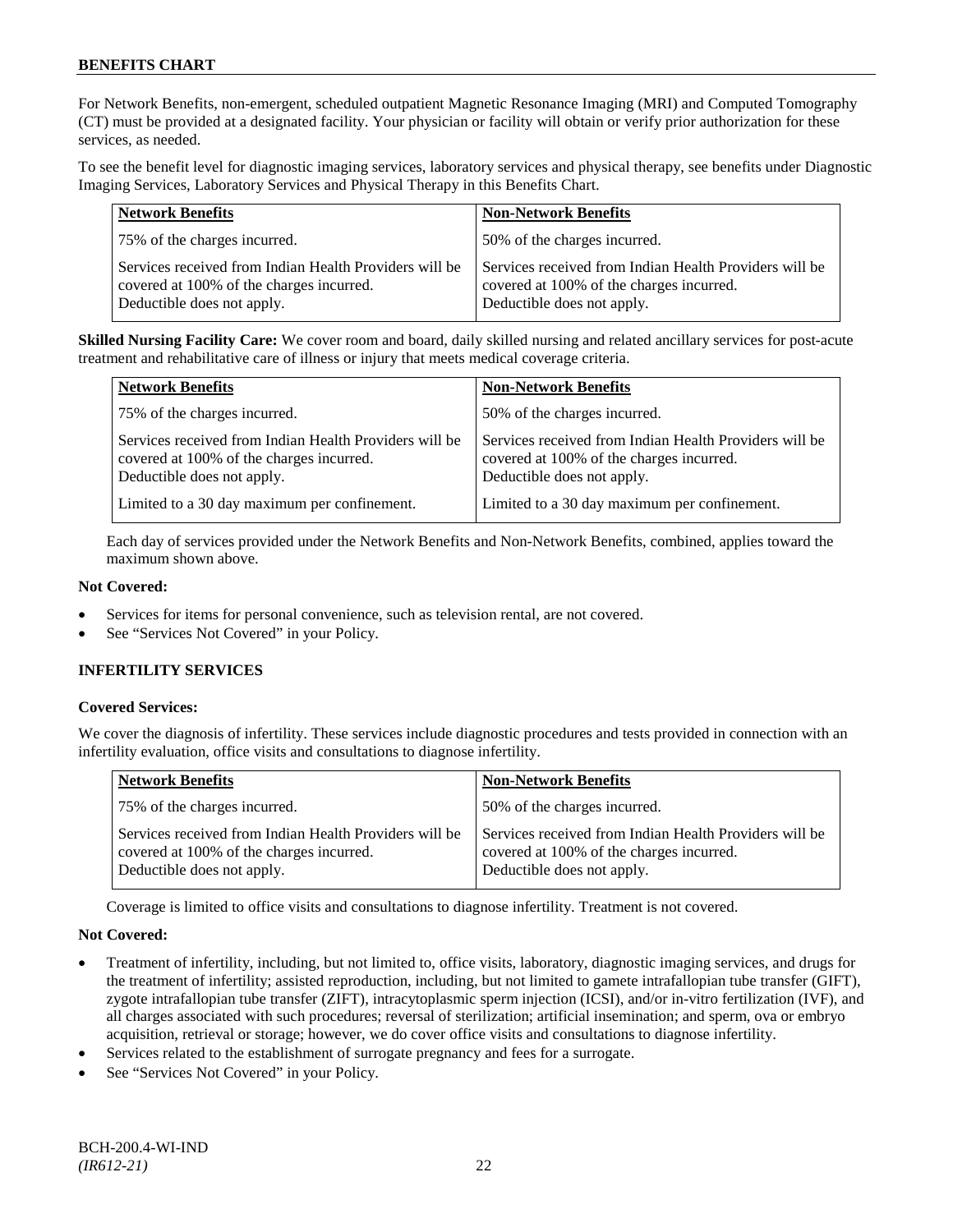For Network Benefits, non-emergent, scheduled outpatient Magnetic Resonance Imaging (MRI) and Computed Tomography (CT) must be provided at a designated facility. Your physician or facility will obtain or verify prior authorization for these services, as needed.

To see the benefit level for diagnostic imaging services, laboratory services and physical therapy, see benefits under Diagnostic Imaging Services, Laboratory Services and Physical Therapy in this Benefits Chart.

| Network Benefits | Non-Network Benefits |
|---|---|
| 75% of the charges incurred. | 50% of the charges incurred. |
| Services received from Indian Health Providers will be covered at 100% of the charges incurred. Deductible does not apply. | Services received from Indian Health Providers will be covered at 100% of the charges incurred. Deductible does not apply. |

**Skilled Nursing Facility Care:** We cover room and board, daily skilled nursing and related ancillary services for post-acute treatment and rehabilitative care of illness or injury that meets medical coverage criteria.

| Network Benefits | Non-Network Benefits |
|---|---|
| 75% of the charges incurred. | 50% of the charges incurred. |
| Services received from Indian Health Providers will be covered at 100% of the charges incurred. Deductible does not apply. | Services received from Indian Health Providers will be covered at 100% of the charges incurred. Deductible does not apply. |
| Limited to a 30 day maximum per confinement. | Limited to a 30 day maximum per confinement. |

Each day of services provided under the Network Benefits and Non-Network Benefits, combined, applies toward the maximum shown above.

**Not Covered:**

- Services for items for personal convenience, such as television rental, are not covered.
- See "Services Not Covered" in your Policy.

**INFERTILITY SERVICES**

**Covered Services:**

We cover the diagnosis of infertility. These services include diagnostic procedures and tests provided in connection with an infertility evaluation, office visits and consultations to diagnose infertility.

| Network Benefits | Non-Network Benefits |
|---|---|
| 75% of the charges incurred. | 50% of the charges incurred. |
| Services received from Indian Health Providers will be covered at 100% of the charges incurred. Deductible does not apply. | Services received from Indian Health Providers will be covered at 100% of the charges incurred. Deductible does not apply. |

Coverage is limited to office visits and consultations to diagnose infertility. Treatment is not covered.

**Not Covered:**

- Treatment of infertility, including, but not limited to, office visits, laboratory, diagnostic imaging services, and drugs for the treatment of infertility; assisted reproduction, including, but not limited to gamete intrafallopian tube transfer (GIFT), zygote intrafallopian tube transfer (ZIFT), intracytoplasmic sperm injection (ICSI), and/or in-vitro fertilization (IVF), and all charges associated with such procedures; reversal of sterilization; artificial insemination; and sperm, ova or embryo acquisition, retrieval or storage; however, we do cover office visits and consultations to diagnose infertility.
- Services related to the establishment of surrogate pregnancy and fees for a surrogate.
- See "Services Not Covered" in your Policy.

BCH-200.4-WI-IND
*(IR612-21)*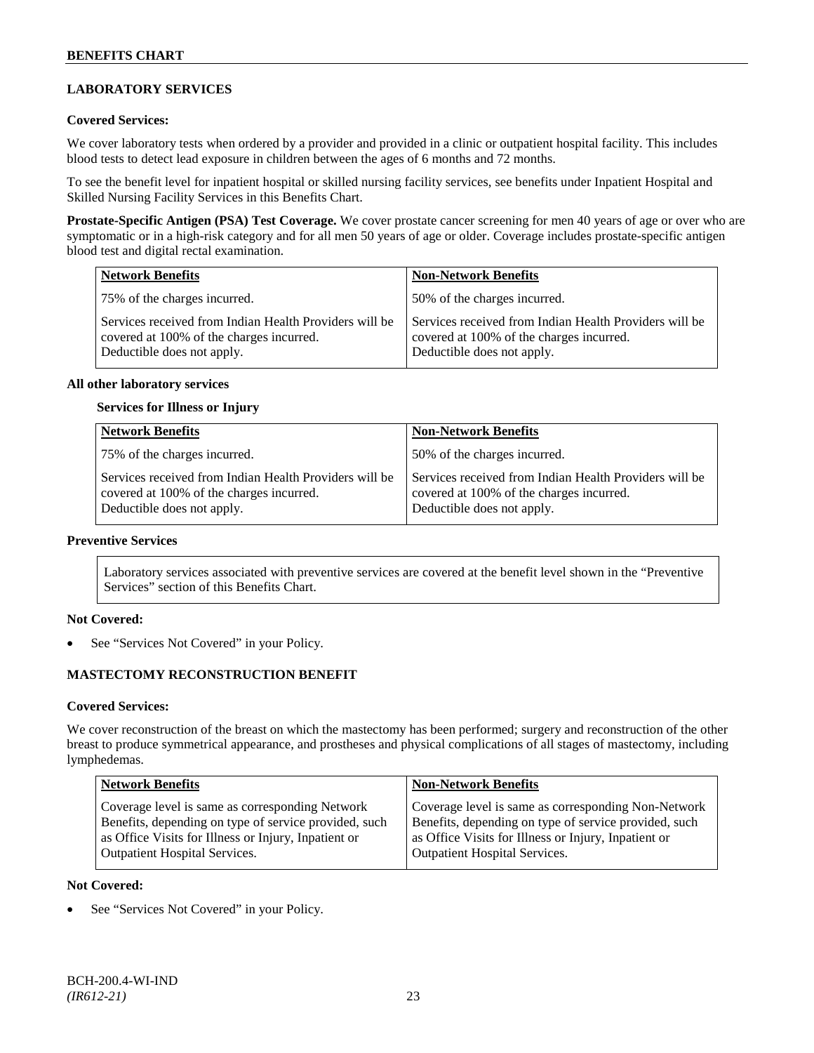## LABORATORY SERVICES

### Covered Services:

We cover laboratory tests when ordered by a provider and provided in a clinic or outpatient hospital facility. This includes blood tests to detect lead exposure in children between the ages of 6 months and 72 months.

To see the benefit level for inpatient hospital or skilled nursing facility services, see benefits under Inpatient Hospital and Skilled Nursing Facility Services in this Benefits Chart.

**Prostate-Specific Antigen (PSA) Test Coverage.** We cover prostate cancer screening for men 40 years of age or over who are symptomatic or in a high-risk category and for all men 50 years of age or older. Coverage includes prostate-specific antigen blood test and digital rectal examination.

| Network Benefits | Non-Network Benefits |
|---|---|
| 75% of the charges incurred. | 50% of the charges incurred. |
| Services received from Indian Health Providers will be covered at 100% of the charges incurred. Deductible does not apply. | Services received from Indian Health Providers will be covered at 100% of the charges incurred. Deductible does not apply. |

**All other laboratory services**

**Services for Illness or Injury**

| Network Benefits | Non-Network Benefits |
|---|---|
| 75% of the charges incurred. | 50% of the charges incurred. |
| Services received from Indian Health Providers will be covered at 100% of the charges incurred. Deductible does not apply. | Services received from Indian Health Providers will be covered at 100% of the charges incurred. Deductible does not apply. |

**Preventive Services**

Laboratory services associated with preventive services are covered at the benefit level shown in the "Preventive Services" section of this Benefits Chart.

### Not Covered:

- See "Services Not Covered" in your Policy.

## MASTECTOMY RECONSTRUCTION BENEFIT

### Covered Services:

We cover reconstruction of the breast on which the mastectomy has been performed; surgery and reconstruction of the other breast to produce symmetrical appearance, and prostheses and physical complications of all stages of mastectomy, including lymphedemas.

| Network Benefits | Non-Network Benefits |
|---|---|
| Coverage level is same as corresponding Network Benefits, depending on type of service provided, such as Office Visits for Illness or Injury, Inpatient or Outpatient Hospital Services. | Coverage level is same as corresponding Non-Network Benefits, depending on type of service provided, such as Office Visits for Illness or Injury, Inpatient or Outpatient Hospital Services. |

### Not Covered:

- See "Services Not Covered" in your Policy.

BCH-200.4-WI-IND
*(IR612-21)*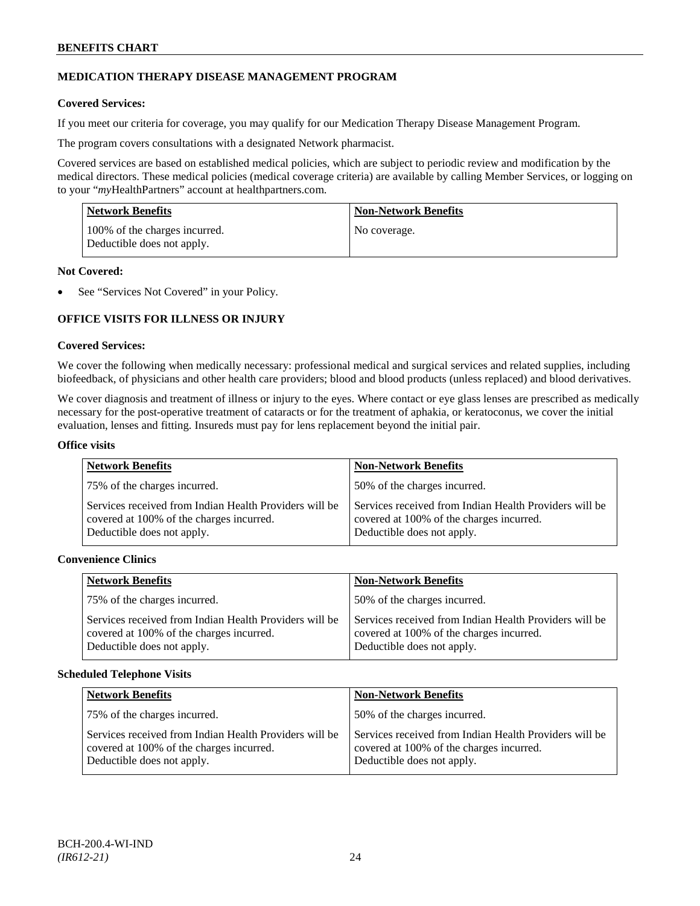## MEDICATION THERAPY DISEASE MANAGEMENT PROGRAM

**Covered Services:**

If you meet our criteria for coverage, you may qualify for our Medication Therapy Disease Management Program.

The program covers consultations with a designated Network pharmacist.

Covered services are based on established medical policies, which are subject to periodic review and modification by the medical directors. These medical policies (medical coverage criteria) are available by calling Member Services, or logging on to your "*my*HealthPartners" account at healthpartners.com.

| Network Benefits | Non-Network Benefits |
|---|---|
| 100% of the charges incurred. Deductible does not apply. | No coverage. |

**Not Covered:**

- See "Services Not Covered" in your Policy.

## OFFICE VISITS FOR ILLNESS OR INJURY

**Covered Services:**

We cover the following when medically necessary: professional medical and surgical services and related supplies, including biofeedback, of physicians and other health care providers; blood and blood products (unless replaced) and blood derivatives.

We cover diagnosis and treatment of illness or injury to the eyes. Where contact or eye glass lenses are prescribed as medically necessary for the post-operative treatment of cataracts or for the treatment of aphakia, or keratoconus, we cover the initial evaluation, lenses and fitting. Insureds must pay for lens replacement beyond the initial pair.

**Office visits**

| Network Benefits | Non-Network Benefits |
|---|---|
| 75% of the charges incurred. | 50% of the charges incurred. |
| Services received from Indian Health Providers will be covered at 100% of the charges incurred. Deductible does not apply. | Services received from Indian Health Providers will be covered at 100% of the charges incurred. Deductible does not apply. |

**Convenience Clinics**

| Network Benefits | Non-Network Benefits |
|---|---|
| 75% of the charges incurred. | 50% of the charges incurred. |
| Services received from Indian Health Providers will be covered at 100% of the charges incurred. Deductible does not apply. | Services received from Indian Health Providers will be covered at 100% of the charges incurred. Deductible does not apply. |

**Scheduled Telephone Visits**

| Network Benefits | Non-Network Benefits |
|---|---|
| 75% of the charges incurred. | 50% of the charges incurred. |
| Services received from Indian Health Providers will be covered at 100% of the charges incurred. Deductible does not apply. | Services received from Indian Health Providers will be covered at 100% of the charges incurred. Deductible does not apply. |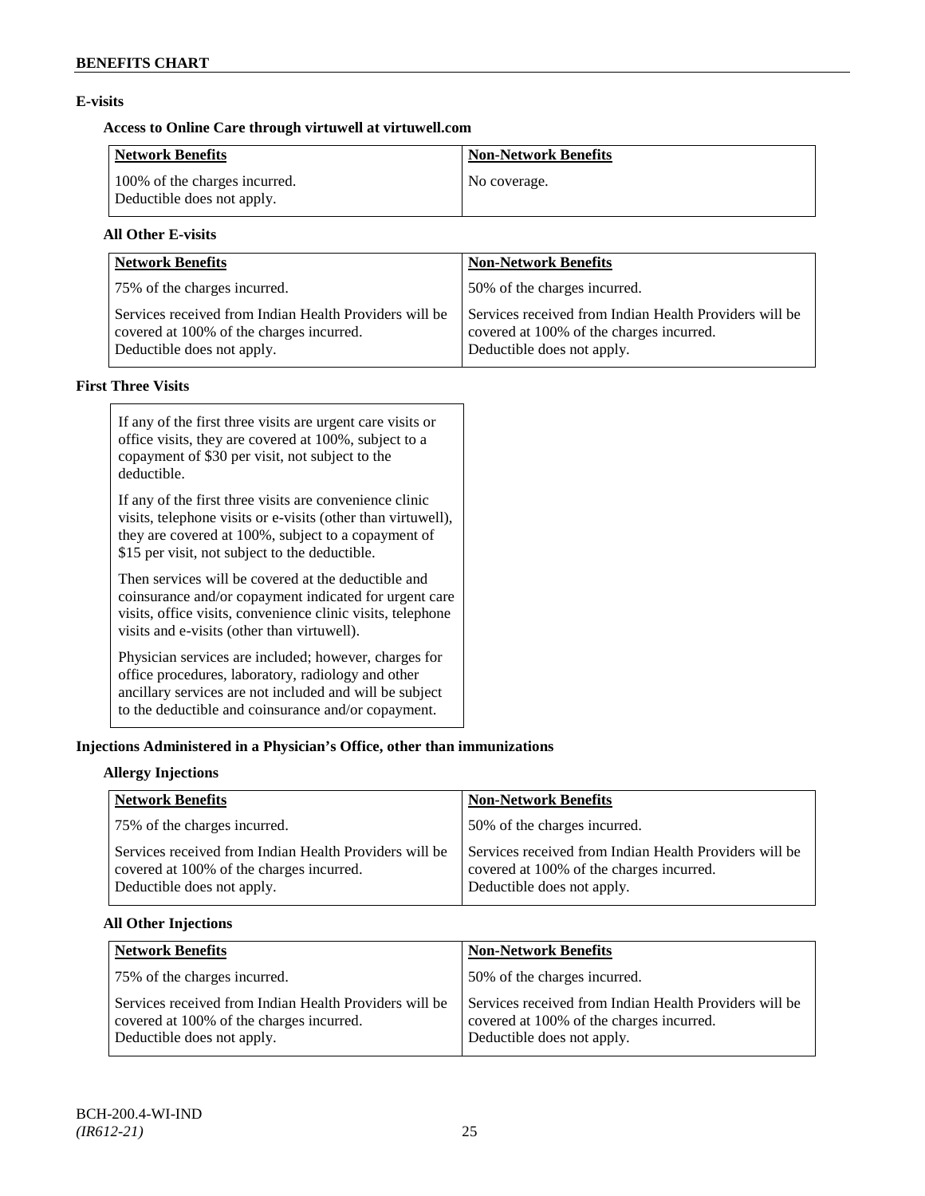### E-visits

#### Access to Online Care through virtuwell at virtuwell.com

| Network Benefits | Non-Network Benefits |
|---|---|
| 100% of the charges incurred. Deductible does not apply. | No coverage. |

#### All Other E-visits

| Network Benefits | Non-Network Benefits |
|---|---|
| 75% of the charges incurred. | 50% of the charges incurred. |
| Services received from Indian Health Providers will be covered at 100% of the charges incurred. Deductible does not apply. | Services received from Indian Health Providers will be covered at 100% of the charges incurred. Deductible does not apply. |

### First Three Visits

If any of the first three visits are urgent care visits or office visits, they are covered at 100%, subject to a copayment of $30 per visit, not subject to the deductible.

If any of the first three visits are convenience clinic visits, telephone visits or e-visits (other than virtuwell), they are covered at 100%, subject to a copayment of $15 per visit, not subject to the deductible.

Then services will be covered at the deductible and coinsurance and/or copayment indicated for urgent care visits, office visits, convenience clinic visits, telephone visits and e-visits (other than virtuwell).

Physician services are included; however, charges for office procedures, laboratory, radiology and other ancillary services are not included and will be subject to the deductible and coinsurance and/or copayment.

### Injections Administered in a Physician's Office, other than immunizations

#### Allergy Injections

| Network Benefits | Non-Network Benefits |
|---|---|
| 75% of the charges incurred. | 50% of the charges incurred. |
| Services received from Indian Health Providers will be covered at 100% of the charges incurred. Deductible does not apply. | Services received from Indian Health Providers will be covered at 100% of the charges incurred. Deductible does not apply. |

#### All Other Injections

| Network Benefits | Non-Network Benefits |
|---|---|
| 75% of the charges incurred. | 50% of the charges incurred. |
| Services received from Indian Health Providers will be covered at 100% of the charges incurred. Deductible does not apply. | Services received from Indian Health Providers will be covered at 100% of the charges incurred. Deductible does not apply. |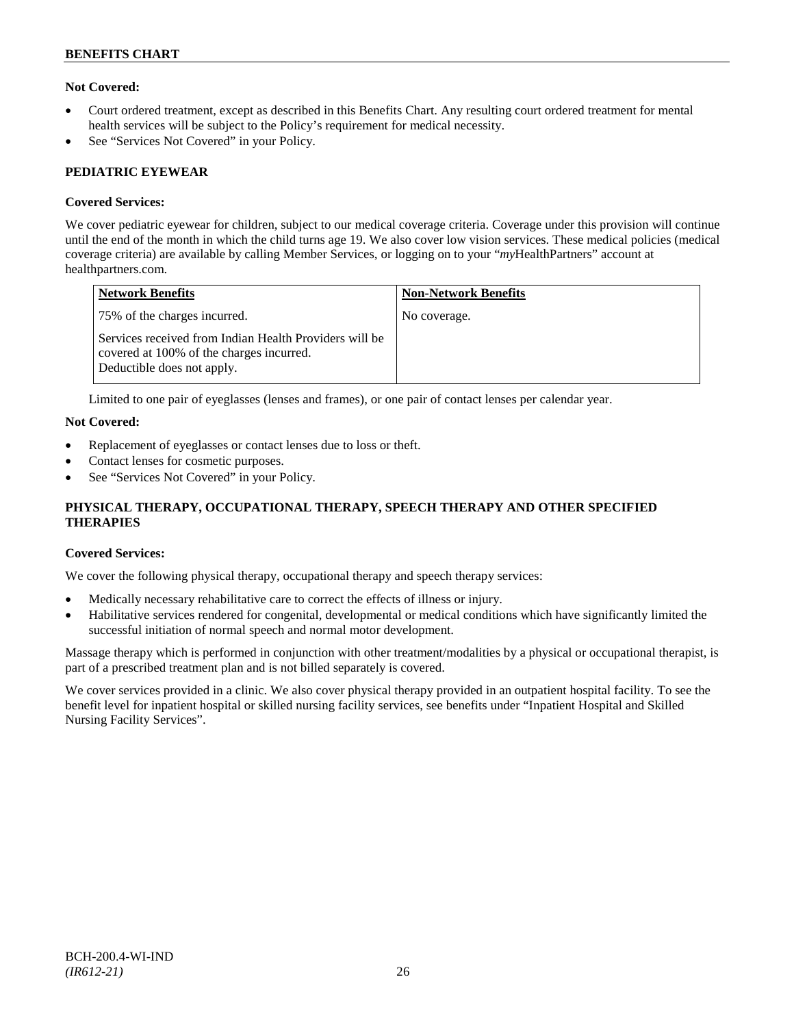**Not Covered:**

- Court ordered treatment, except as described in this Benefits Chart. Any resulting court ordered treatment for mental health services will be subject to the Policy's requirement for medical necessity.
- See "Services Not Covered" in your Policy.

## PEDIATRIC EYEWEAR

**Covered Services:**

We cover pediatric eyewear for children, subject to our medical coverage criteria. Coverage under this provision will continue until the end of the month in which the child turns age 19. We also cover low vision services. These medical policies (medical coverage criteria) are available by calling Member Services, or logging on to your "*my*HealthPartners" account at healthpartners.com.

| Network Benefits | Non-Network Benefits |
|---|---|
| 75% of the charges incurred.<br><br>Services received from Indian Health Providers will be covered at 100% of the charges incurred. Deductible does not apply. | No coverage. |

Limited to one pair of eyeglasses (lenses and frames), or one pair of contact lenses per calendar year.

**Not Covered:**

- Replacement of eyeglasses or contact lenses due to loss or theft.
- Contact lenses for cosmetic purposes.
- See "Services Not Covered" in your Policy.

## PHYSICAL THERAPY, OCCUPATIONAL THERAPY, SPEECH THERAPY AND OTHER SPECIFIED THERAPIES

**Covered Services:**

We cover the following physical therapy, occupational therapy and speech therapy services:

- Medically necessary rehabilitative care to correct the effects of illness or injury.
- Habilitative services rendered for congenital, developmental or medical conditions which have significantly limited the successful initiation of normal speech and normal motor development.

Massage therapy which is performed in conjunction with other treatment/modalities by a physical or occupational therapist, is part of a prescribed treatment plan and is not billed separately is covered.

We cover services provided in a clinic. We also cover physical therapy provided in an outpatient hospital facility. To see the benefit level for inpatient hospital or skilled nursing facility services, see benefits under "Inpatient Hospital and Skilled Nursing Facility Services".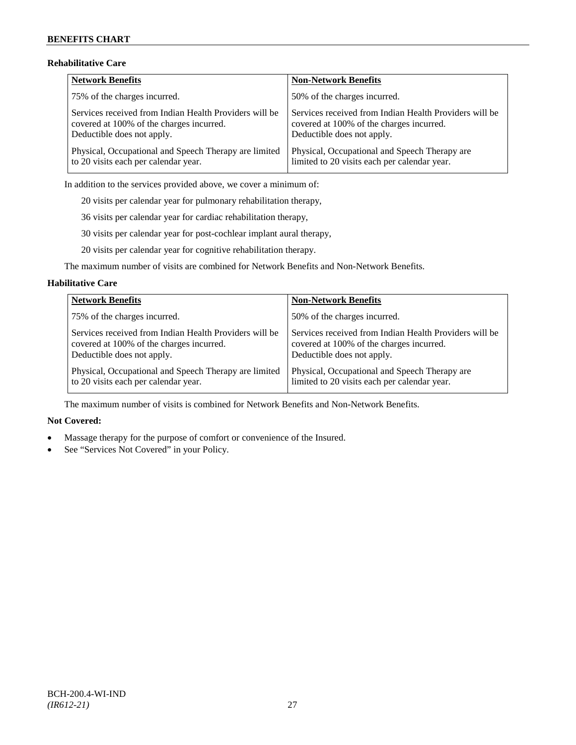### Rehabilitative Care

| Network Benefits | Non-Network Benefits |
|---|---|
| 75% of the charges incurred. | 50% of the charges incurred. |
| Services received from Indian Health Providers will be covered at 100% of the charges incurred. Deductible does not apply. | Services received from Indian Health Providers will be covered at 100% of the charges incurred. Deductible does not apply. |
| Physical, Occupational and Speech Therapy are limited to 20 visits each per calendar year. | Physical, Occupational and Speech Therapy are limited to 20 visits each per calendar year. |

In addition to the services provided above, we cover a minimum of:

20 visits per calendar year for pulmonary rehabilitation therapy,

36 visits per calendar year for cardiac rehabilitation therapy,

30 visits per calendar year for post-cochlear implant aural therapy,

20 visits per calendar year for cognitive rehabilitation therapy.

The maximum number of visits are combined for Network Benefits and Non-Network Benefits.

### Habilitative Care

| Network Benefits | Non-Network Benefits |
|---|---|
| 75% of the charges incurred. | 50% of the charges incurred. |
| Services received from Indian Health Providers will be covered at 100% of the charges incurred. Deductible does not apply. | Services received from Indian Health Providers will be covered at 100% of the charges incurred. Deductible does not apply. |
| Physical, Occupational and Speech Therapy are limited to 20 visits each per calendar year. | Physical, Occupational and Speech Therapy are limited to 20 visits each per calendar year. |

The maximum number of visits is combined for Network Benefits and Non-Network Benefits.

**Not Covered:**

- Massage therapy for the purpose of comfort or convenience of the Insured.
- See "Services Not Covered" in your Policy.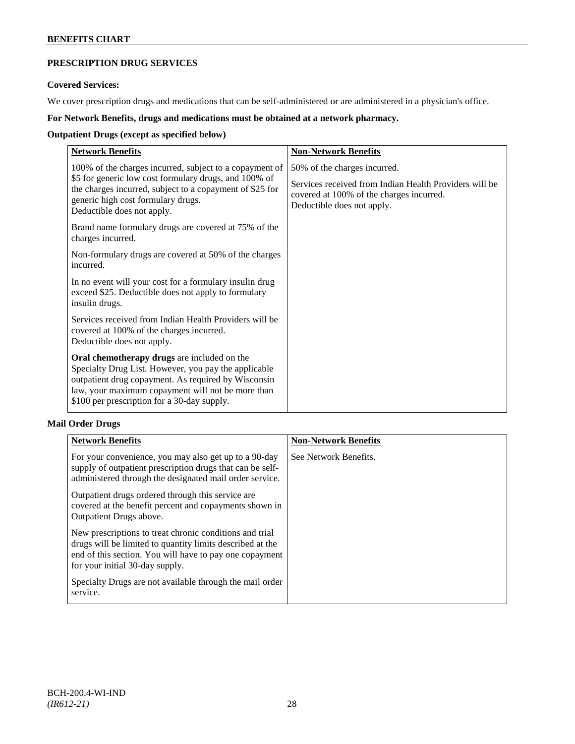## PRESCRIPTION DRUG SERVICES

**Covered Services:**

We cover prescription drugs and medications that can be self-administered or are administered in a physician's office.

**For Network Benefits, drugs and medications must be obtained at a network pharmacy.**

**Outpatient Drugs (except as specified below)**

| Network Benefits | Non-Network Benefits |
| --- | --- |
| 100% of the charges incurred, subject to a copayment of \$5 for generic low cost formulary drugs, and 100% of the charges incurred, subject to a copayment of \$25 for generic high cost formulary drugs.<br>Deductible does not apply.<br><br>Brand name formulary drugs are covered at 75% of the charges incurred.<br><br>Non-formulary drugs are covered at 50% of the charges incurred.<br><br>In no event will your cost for a formulary insulin drug exceed \$25. Deductible does not apply to formulary insulin drugs.<br><br>Services received from Indian Health Providers will be covered at 100% of the charges incurred.<br>Deductible does not apply.<br><br>**Oral chemotherapy drugs** are included on the Specialty Drug List. However, you pay the applicable outpatient drug copayment. As required by Wisconsin law, your maximum copayment will not be more than \$100 per prescription for a 30-day supply. | 50% of the charges incurred.<br><br>Services received from Indian Health Providers will be covered at 100% of the charges incurred.<br>Deductible does not apply. |

**Mail Order Drugs**

| Network Benefits | Non-Network Benefits |
| --- | --- |
| For your convenience, you may also get up to a 90-day supply of outpatient prescription drugs that can be self-administered through the designated mail order service.<br><br>Outpatient drugs ordered through this service are covered at the benefit percent and copayments shown in Outpatient Drugs above.<br><br>New prescriptions to treat chronic conditions and trial drugs will be limited to quantity limits described at the end of this section. You will have to pay one copayment for your initial 30-day supply.<br><br>Specialty Drugs are not available through the mail order service. | See Network Benefits. |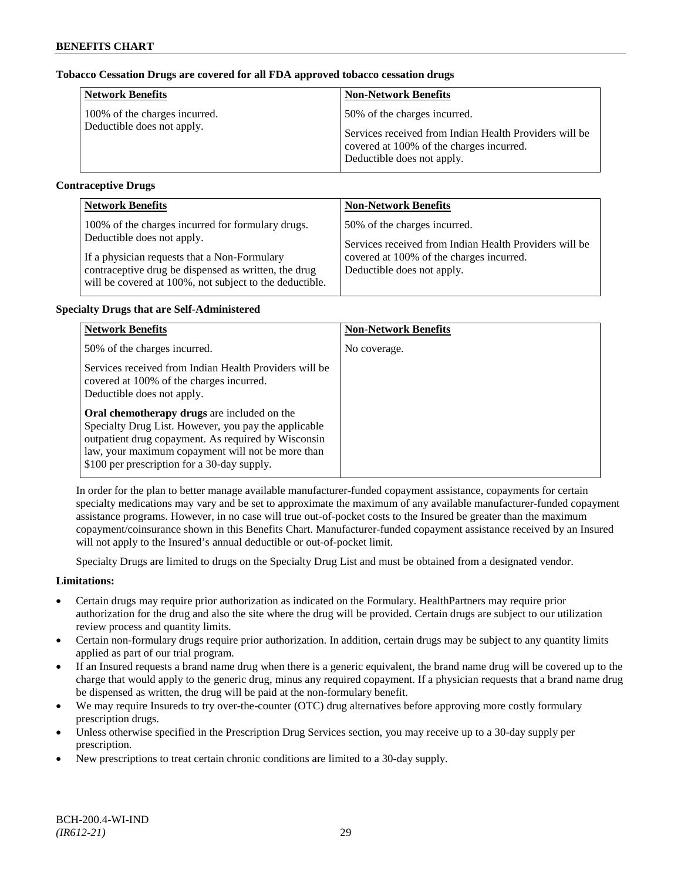**Tobacco Cessation Drugs are covered for all FDA approved tobacco cessation drugs**

| Network Benefits | Non-Network Benefits |
|---|---|
| 100% of the charges incurred. Deductible does not apply. | 50% of the charges incurred.<br><br>Services received from Indian Health Providers will be covered at 100% of the charges incurred. Deductible does not apply. |

**Contraceptive Drugs**

| Network Benefits | Non-Network Benefits |
|---|---|
| 100% of the charges incurred for formulary drugs. Deductible does not apply.<br><br>If a physician requests that a Non-Formulary contraceptive drug be dispensed as written, the drug will be covered at 100%, not subject to the deductible. | 50% of the charges incurred.<br><br>Services received from Indian Health Providers will be covered at 100% of the charges incurred. Deductible does not apply. |

**Specialty Drugs that are Self-Administered**

| Network Benefits | Non-Network Benefits |
|---|---|
| 50% of the charges incurred.<br><br>Services received from Indian Health Providers will be covered at 100% of the charges incurred. Deductible does not apply.<br><br>**Oral chemotherapy drugs** are included on the Specialty Drug List. However, you pay the applicable outpatient drug copayment. As required by Wisconsin law, your maximum copayment will not be more than $100 per prescription for a 30-day supply. | No coverage. |

In order for the plan to better manage available manufacturer-funded copayment assistance, copayments for certain specialty medications may vary and be set to approximate the maximum of any available manufacturer-funded copayment assistance programs. However, in no case will true out-of-pocket costs to the Insured be greater than the maximum copayment/coinsurance shown in this Benefits Chart. Manufacturer-funded copayment assistance received by an Insured will not apply to the Insured's annual deductible or out-of-pocket limit.

Specialty Drugs are limited to drugs on the Specialty Drug List and must be obtained from a designated vendor.

**Limitations:**

- Certain drugs may require prior authorization as indicated on the Formulary. HealthPartners may require prior authorization for the drug and also the site where the drug will be provided. Certain drugs are subject to our utilization review process and quantity limits.
- Certain non-formulary drugs require prior authorization. In addition, certain drugs may be subject to any quantity limits applied as part of our trial program.
- If an Insured requests a brand name drug when there is a generic equivalent, the brand name drug will be covered up to the charge that would apply to the generic drug, minus any required copayment. If a physician requests that a brand name drug be dispensed as written, the drug will be paid at the non-formulary benefit.
- We may require Insureds to try over-the-counter (OTC) drug alternatives before approving more costly formulary prescription drugs.
- Unless otherwise specified in the Prescription Drug Services section, you may receive up to a 30-day supply per prescription.
- New prescriptions to treat certain chronic conditions are limited to a 30-day supply.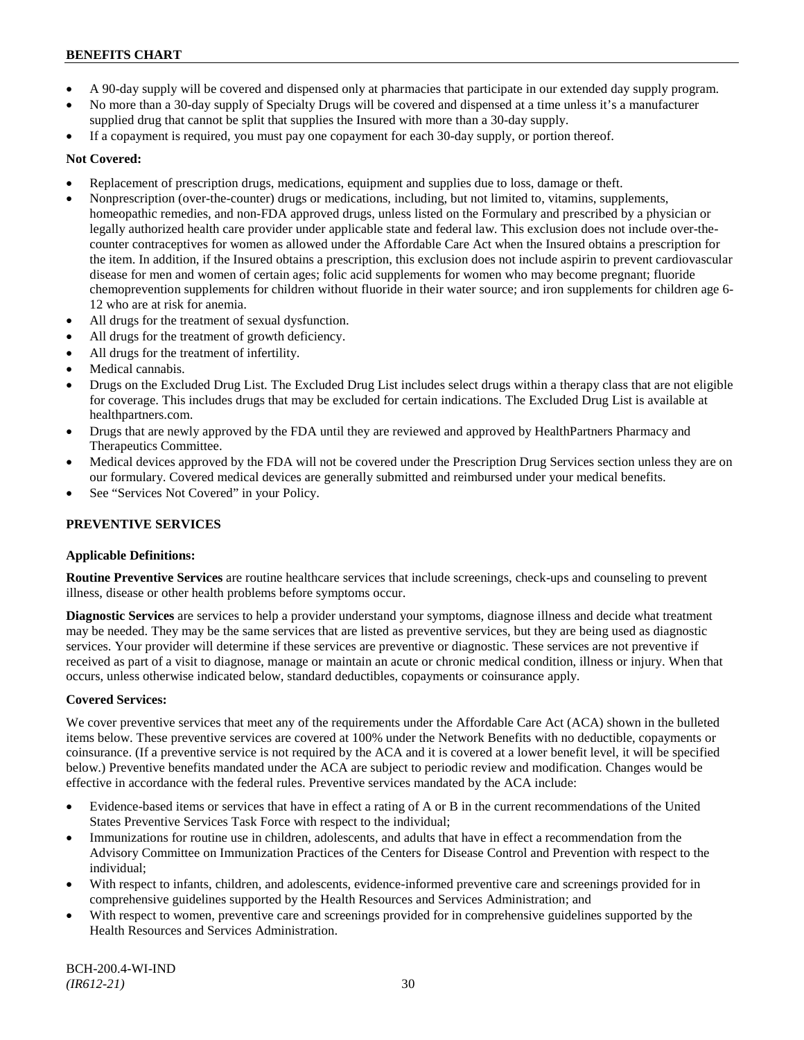- A 90-day supply will be covered and dispensed only at pharmacies that participate in our extended day supply program.
- No more than a 30-day supply of Specialty Drugs will be covered and dispensed at a time unless it's a manufacturer supplied drug that cannot be split that supplies the Insured with more than a 30-day supply.
- If a copayment is required, you must pay one copayment for each 30-day supply, or portion thereof.

**Not Covered:**

- Replacement of prescription drugs, medications, equipment and supplies due to loss, damage or theft.
- Nonprescription (over-the-counter) drugs or medications, including, but not limited to, vitamins, supplements, homeopathic remedies, and non-FDA approved drugs, unless listed on the Formulary and prescribed by a physician or legally authorized health care provider under applicable state and federal law. This exclusion does not include over-the-counter contraceptives for women as allowed under the Affordable Care Act when the Insured obtains a prescription for the item. In addition, if the Insured obtains a prescription, this exclusion does not include aspirin to prevent cardiovascular disease for men and women of certain ages; folic acid supplements for women who may become pregnant; fluoride chemoprevention supplements for children without fluoride in their water source; and iron supplements for children age 6-12 who are at risk for anemia.
- All drugs for the treatment of sexual dysfunction.
- All drugs for the treatment of growth deficiency.
- All drugs for the treatment of infertility.
- Medical cannabis.
- Drugs on the Excluded Drug List. The Excluded Drug List includes select drugs within a therapy class that are not eligible for coverage. This includes drugs that may be excluded for certain indications. The Excluded Drug List is available at healthpartners.com.
- Drugs that are newly approved by the FDA until they are reviewed and approved by HealthPartners Pharmacy and Therapeutics Committee.
- Medical devices approved by the FDA will not be covered under the Prescription Drug Services section unless they are on our formulary. Covered medical devices are generally submitted and reimbursed under your medical benefits.
- See "Services Not Covered" in your Policy.

## PREVENTIVE SERVICES

**Applicable Definitions:**

**Routine Preventive Services** are routine healthcare services that include screenings, check-ups and counseling to prevent illness, disease or other health problems before symptoms occur.

**Diagnostic Services** are services to help a provider understand your symptoms, diagnose illness and decide what treatment may be needed. They may be the same services that are listed as preventive services, but they are being used as diagnostic services. Your provider will determine if these services are preventive or diagnostic. These services are not preventive if received as part of a visit to diagnose, manage or maintain an acute or chronic medical condition, illness or injury. When that occurs, unless otherwise indicated below, standard deductibles, copayments or coinsurance apply.

**Covered Services:**

We cover preventive services that meet any of the requirements under the Affordable Care Act (ACA) shown in the bulleted items below. These preventive services are covered at 100% under the Network Benefits with no deductible, copayments or coinsurance. (If a preventive service is not required by the ACA and it is covered at a lower benefit level, it will be specified below.) Preventive benefits mandated under the ACA are subject to periodic review and modification. Changes would be effective in accordance with the federal rules. Preventive services mandated by the ACA include:

- Evidence-based items or services that have in effect a rating of A or B in the current recommendations of the United States Preventive Services Task Force with respect to the individual;
- Immunizations for routine use in children, adolescents, and adults that have in effect a recommendation from the Advisory Committee on Immunization Practices of the Centers for Disease Control and Prevention with respect to the individual;
- With respect to infants, children, and adolescents, evidence-informed preventive care and screenings provided for in comprehensive guidelines supported by the Health Resources and Services Administration; and
- With respect to women, preventive care and screenings provided for in comprehensive guidelines supported by the Health Resources and Services Administration.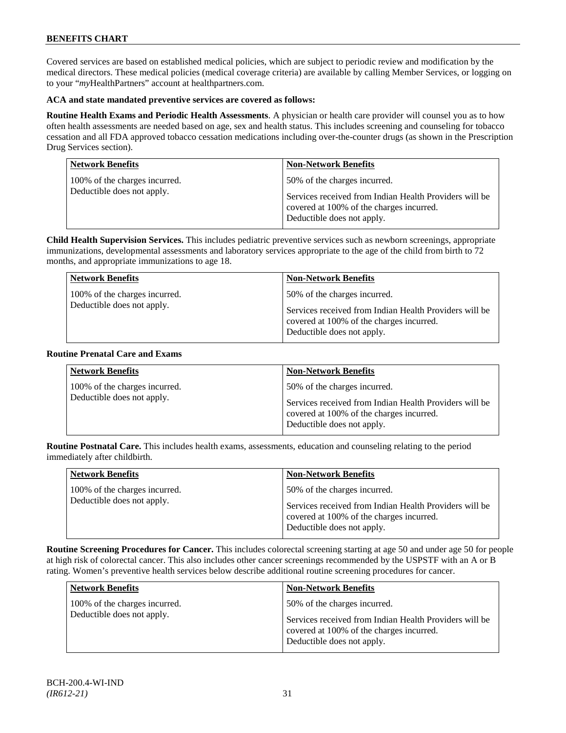Covered services are based on established medical policies, which are subject to periodic review and modification by the medical directors. These medical policies (medical coverage criteria) are available by calling Member Services, or logging on to your "*my*HealthPartners" account at healthpartners.com.

**ACA and state mandated preventive services are covered as follows:**

**Routine Health Exams and Periodic Health Assessments**. A physician or health care provider will counsel you as to how often health assessments are needed based on age, sex and health status. This includes screening and counseling for tobacco cessation and all FDA approved tobacco cessation medications including over-the-counter drugs (as shown in the Prescription Drug Services section).

| Network Benefits | Non-Network Benefits |
|---|---|
| 100% of the charges incurred.<br>Deductible does not apply. | 50% of the charges incurred.<br><br>Services received from Indian Health Providers will be covered at 100% of the charges incurred.<br>Deductible does not apply. |

**Child Health Supervision Services.** This includes pediatric preventive services such as newborn screenings, appropriate immunizations, developmental assessments and laboratory services appropriate to the age of the child from birth to 72 months, and appropriate immunizations to age 18.

| Network Benefits | Non-Network Benefits |
|---|---|
| 100% of the charges incurred.<br>Deductible does not apply. | 50% of the charges incurred.<br><br>Services received from Indian Health Providers will be covered at 100% of the charges incurred.<br>Deductible does not apply. |

**Routine Prenatal Care and Exams**

| Network Benefits | Non-Network Benefits |
|---|---|
| 100% of the charges incurred.<br>Deductible does not apply. | 50% of the charges incurred.<br><br>Services received from Indian Health Providers will be covered at 100% of the charges incurred.<br>Deductible does not apply. |

**Routine Postnatal Care.** This includes health exams, assessments, education and counseling relating to the period immediately after childbirth.

| Network Benefits | Non-Network Benefits |
|---|---|
| 100% of the charges incurred.<br>Deductible does not apply. | 50% of the charges incurred.<br><br>Services received from Indian Health Providers will be covered at 100% of the charges incurred.<br>Deductible does not apply. |

**Routine Screening Procedures for Cancer.** This includes colorectal screening starting at age 50 and under age 50 for people at high risk of colorectal cancer. This also includes other cancer screenings recommended by the USPSTF with an A or B rating. Women's preventive health services below describe additional routine screening procedures for cancer.

| Network Benefits | Non-Network Benefits |
|---|---|
| 100% of the charges incurred.<br>Deductible does not apply. | 50% of the charges incurred.<br><br>Services received from Indian Health Providers will be covered at 100% of the charges incurred.<br>Deductible does not apply. |

BCH-200.4-WI-IND
*(IR612-21)*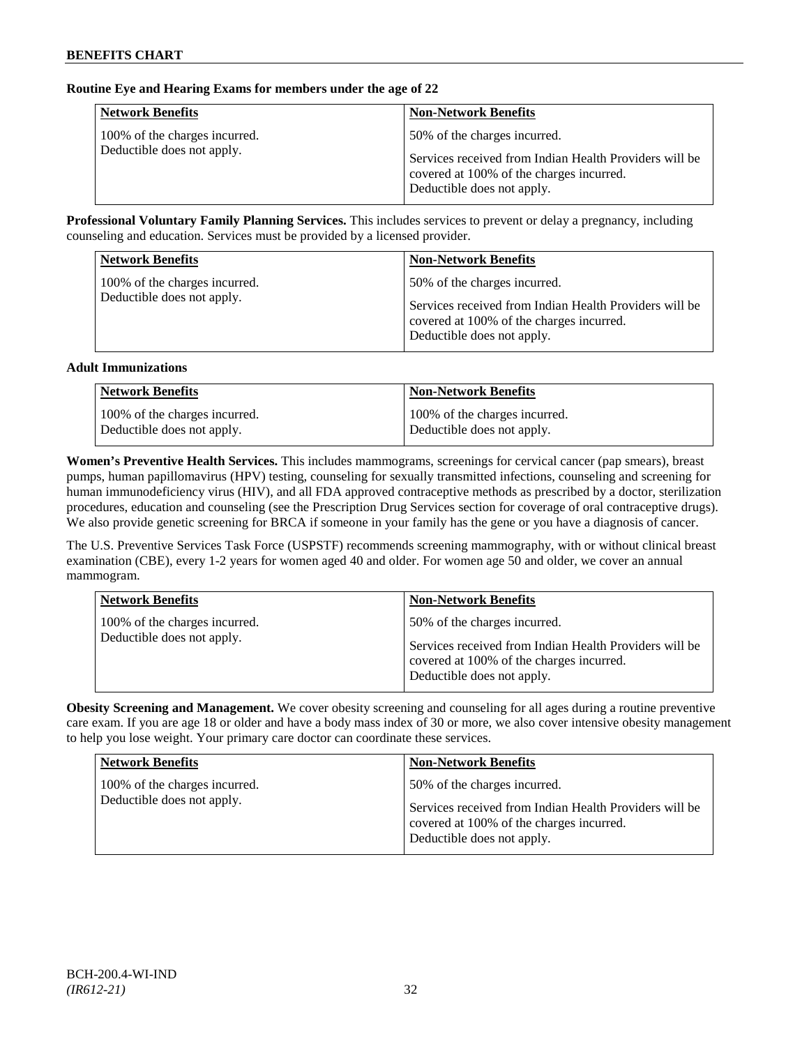**Routine Eye and Hearing Exams for members under the age of 22**

| Network Benefits | Non-Network Benefits |
|---|---|
| 100% of the charges incurred. Deductible does not apply. | 50% of the charges incurred. Services received from Indian Health Providers will be covered at 100% of the charges incurred. Deductible does not apply. |

**Professional Voluntary Family Planning Services.** This includes services to prevent or delay a pregnancy, including counseling and education. Services must be provided by a licensed provider.

| Network Benefits | Non-Network Benefits |
|---|---|
| 100% of the charges incurred. Deductible does not apply. | 50% of the charges incurred. Services received from Indian Health Providers will be covered at 100% of the charges incurred. Deductible does not apply. |

**Adult Immunizations**

| Network Benefits | Non-Network Benefits |
|---|---|
| 100% of the charges incurred. Deductible does not apply. | 100% of the charges incurred. Deductible does not apply. |

**Women's Preventive Health Services.** This includes mammograms, screenings for cervical cancer (pap smears), breast pumps, human papillomavirus (HPV) testing, counseling for sexually transmitted infections, counseling and screening for human immunodeficiency virus (HIV), and all FDA approved contraceptive methods as prescribed by a doctor, sterilization procedures, education and counseling (see the Prescription Drug Services section for coverage of oral contraceptive drugs). We also provide genetic screening for BRCA if someone in your family has the gene or you have a diagnosis of cancer.

The U.S. Preventive Services Task Force (USPSTF) recommends screening mammography, with or without clinical breast examination (CBE), every 1-2 years for women aged 40 and older. For women age 50 and older, we cover an annual mammogram.

| Network Benefits | Non-Network Benefits |
|---|---|
| 100% of the charges incurred. Deductible does not apply. | 50% of the charges incurred. Services received from Indian Health Providers will be covered at 100% of the charges incurred. Deductible does not apply. |

**Obesity Screening and Management.** We cover obesity screening and counseling for all ages during a routine preventive care exam. If you are age 18 or older and have a body mass index of 30 or more, we also cover intensive obesity management to help you lose weight. Your primary care doctor can coordinate these services.

| Network Benefits | Non-Network Benefits |
|---|---|
| 100% of the charges incurred. Deductible does not apply. | 50% of the charges incurred. Services received from Indian Health Providers will be covered at 100% of the charges incurred. Deductible does not apply. |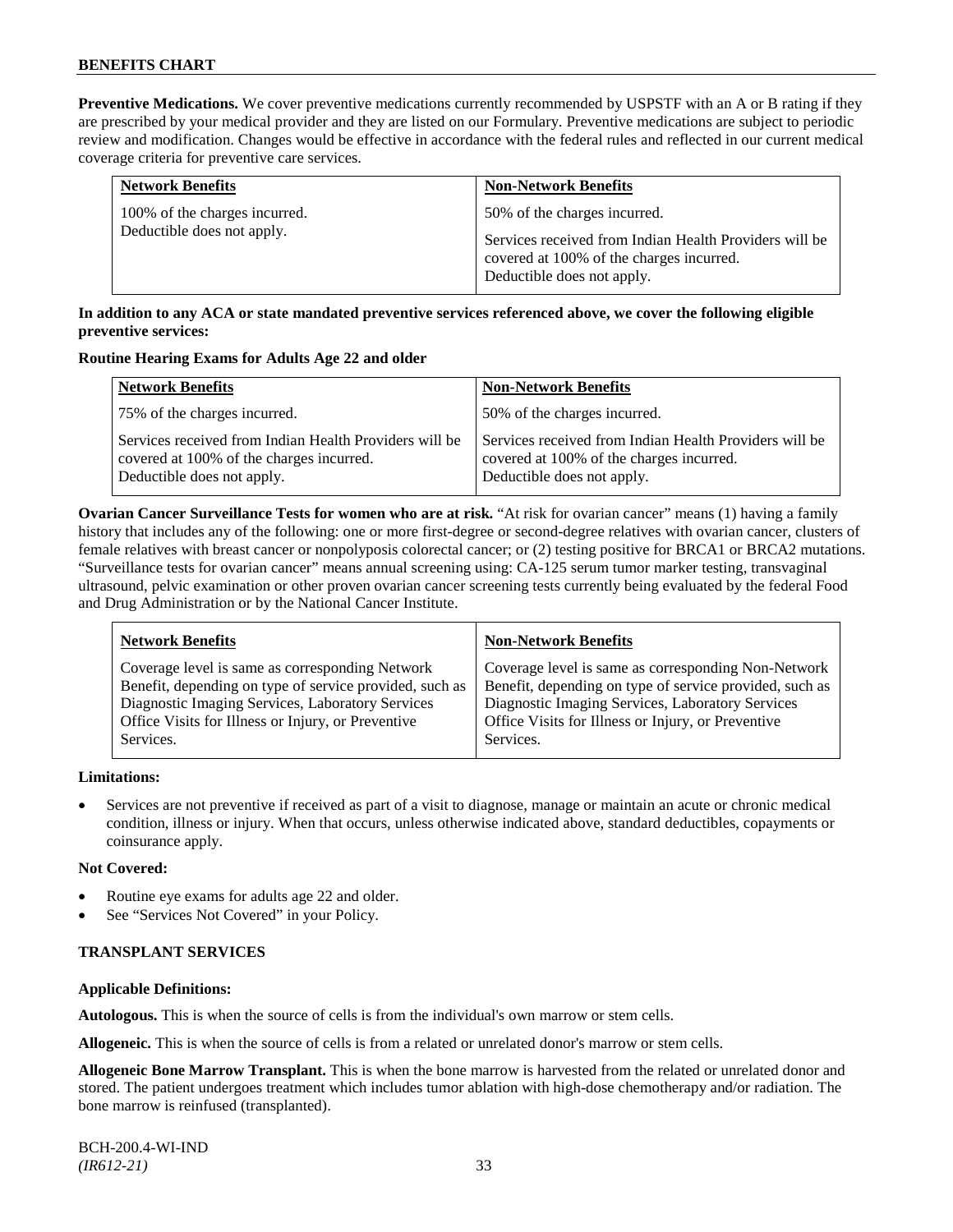**Preventive Medications.** We cover preventive medications currently recommended by USPSTF with an A or B rating if they are prescribed by your medical provider and they are listed on our Formulary. Preventive medications are subject to periodic review and modification. Changes would be effective in accordance with the federal rules and reflected in our current medical coverage criteria for preventive care services.

| Network Benefits | Non-Network Benefits |
|---|---|
| 100% of the charges incurred.<br>Deductible does not apply. | 50% of the charges incurred.<br>Services received from Indian Health Providers will be covered at 100% of the charges incurred.<br>Deductible does not apply. |

**In addition to any ACA or state mandated preventive services referenced above, we cover the following eligible preventive services:**

**Routine Hearing Exams for Adults Age 22 and older**

| Network Benefits | Non-Network Benefits |
|---|---|
| 75% of the charges incurred. | 50% of the charges incurred. |
| Services received from Indian Health Providers will be covered at 100% of the charges incurred.<br>Deductible does not apply. | Services received from Indian Health Providers will be covered at 100% of the charges incurred.<br>Deductible does not apply. |

**Ovarian Cancer Surveillance Tests for women who are at risk.** "At risk for ovarian cancer" means (1) having a family history that includes any of the following: one or more first-degree or second-degree relatives with ovarian cancer, clusters of female relatives with breast cancer or nonpolyposis colorectal cancer; or (2) testing positive for BRCA1 or BRCA2 mutations. "Surveillance tests for ovarian cancer" means annual screening using: CA-125 serum tumor marker testing, transvaginal ultrasound, pelvic examination or other proven ovarian cancer screening tests currently being evaluated by the federal Food and Drug Administration or by the National Cancer Institute.

| Network Benefits | Non-Network Benefits |
|---|---|
| Coverage level is same as corresponding Network Benefit, depending on type of service provided, such as Diagnostic Imaging Services, Laboratory Services Office Visits for Illness or Injury, or Preventive Services. | Coverage level is same as corresponding Non-Network Benefit, depending on type of service provided, such as Diagnostic Imaging Services, Laboratory Services Office Visits for Illness or Injury, or Preventive Services. |

**Limitations:**

- Services are not preventive if received as part of a visit to diagnose, manage or maintain an acute or chronic medical condition, illness or injury. When that occurs, unless otherwise indicated above, standard deductibles, copayments or coinsurance apply.

**Not Covered:**

- Routine eye exams for adults age 22 and older.
- See "Services Not Covered" in your Policy.

**TRANSPLANT SERVICES**

**Applicable Definitions:**

**Autologous.** This is when the source of cells is from the individual's own marrow or stem cells.

**Allogeneic.** This is when the source of cells is from a related or unrelated donor's marrow or stem cells.

**Allogeneic Bone Marrow Transplant.** This is when the bone marrow is harvested from the related or unrelated donor and stored. The patient undergoes treatment which includes tumor ablation with high-dose chemotherapy and/or radiation. The bone marrow is reinfused (transplanted).

BCH-200.4-WI-IND
*(IR612-21)*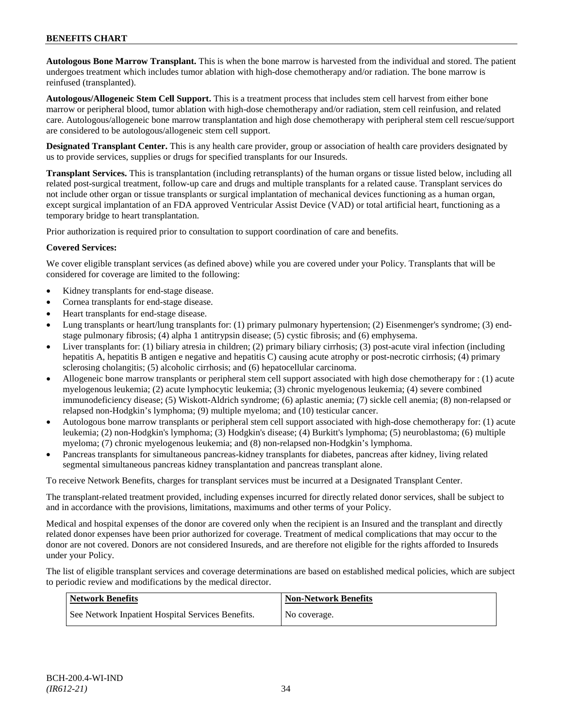**Autologous Bone Marrow Transplant.** This is when the bone marrow is harvested from the individual and stored. The patient undergoes treatment which includes tumor ablation with high-dose chemotherapy and/or radiation. The bone marrow is reinfused (transplanted).

**Autologous/Allogeneic Stem Cell Support.** This is a treatment process that includes stem cell harvest from either bone marrow or peripheral blood, tumor ablation with high-dose chemotherapy and/or radiation, stem cell reinfusion, and related care. Autologous/allogeneic bone marrow transplantation and high dose chemotherapy with peripheral stem cell rescue/support are considered to be autologous/allogeneic stem cell support.

**Designated Transplant Center.** This is any health care provider, group or association of health care providers designated by us to provide services, supplies or drugs for specified transplants for our Insureds.

**Transplant Services.** This is transplantation (including retransplants) of the human organs or tissue listed below, including all related post-surgical treatment, follow-up care and drugs and multiple transplants for a related cause. Transplant services do not include other organ or tissue transplants or surgical implantation of mechanical devices functioning as a human organ, except surgical implantation of an FDA approved Ventricular Assist Device (VAD) or total artificial heart, functioning as a temporary bridge to heart transplantation.

Prior authorization is required prior to consultation to support coordination of care and benefits.

**Covered Services:**

We cover eligible transplant services (as defined above) while you are covered under your Policy. Transplants that will be considered for coverage are limited to the following:

- Kidney transplants for end-stage disease.
- Cornea transplants for end-stage disease.
- Heart transplants for end-stage disease.
- Lung transplants or heart/lung transplants for: (1) primary pulmonary hypertension; (2) Eisenmenger's syndrome; (3) end-stage pulmonary fibrosis; (4) alpha 1 antitrypsin disease; (5) cystic fibrosis; and (6) emphysema.
- Liver transplants for: (1) biliary atresia in children; (2) primary biliary cirrhosis; (3) post-acute viral infection (including hepatitis A, hepatitis B antigen e negative and hepatitis C) causing acute atrophy or post-necrotic cirrhosis; (4) primary sclerosing cholangitis; (5) alcoholic cirrhosis; and (6) hepatocellular carcinoma.
- Allogeneic bone marrow transplants or peripheral stem cell support associated with high dose chemotherapy for : (1) acute myelogenous leukemia; (2) acute lymphocytic leukemia; (3) chronic myelogenous leukemia; (4) severe combined immunodeficiency disease; (5) Wiskott-Aldrich syndrome; (6) aplastic anemia; (7) sickle cell anemia; (8) non-relapsed or relapsed non-Hodgkin's lymphoma; (9) multiple myeloma; and (10) testicular cancer.
- Autologous bone marrow transplants or peripheral stem cell support associated with high-dose chemotherapy for: (1) acute leukemia; (2) non-Hodgkin's lymphoma; (3) Hodgkin's disease; (4) Burkitt's lymphoma; (5) neuroblastoma; (6) multiple myeloma; (7) chronic myelogenous leukemia; and (8) non-relapsed non-Hodgkin's lymphoma.
- Pancreas transplants for simultaneous pancreas-kidney transplants for diabetes, pancreas after kidney, living related segmental simultaneous pancreas kidney transplantation and pancreas transplant alone.

To receive Network Benefits, charges for transplant services must be incurred at a Designated Transplant Center.

The transplant-related treatment provided, including expenses incurred for directly related donor services, shall be subject to and in accordance with the provisions, limitations, maximums and other terms of your Policy.

Medical and hospital expenses of the donor are covered only when the recipient is an Insured and the transplant and directly related donor expenses have been prior authorized for coverage. Treatment of medical complications that may occur to the donor are not covered. Donors are not considered Insureds, and are therefore not eligible for the rights afforded to Insureds under your Policy.

The list of eligible transplant services and coverage determinations are based on established medical policies, which are subject to periodic review and modifications by the medical director.

| Network Benefits | Non-Network Benefits |
|---|---|
| See Network Inpatient Hospital Services Benefits. | No coverage. |

BCH-200.4-WI-IND
*(IR612-21)*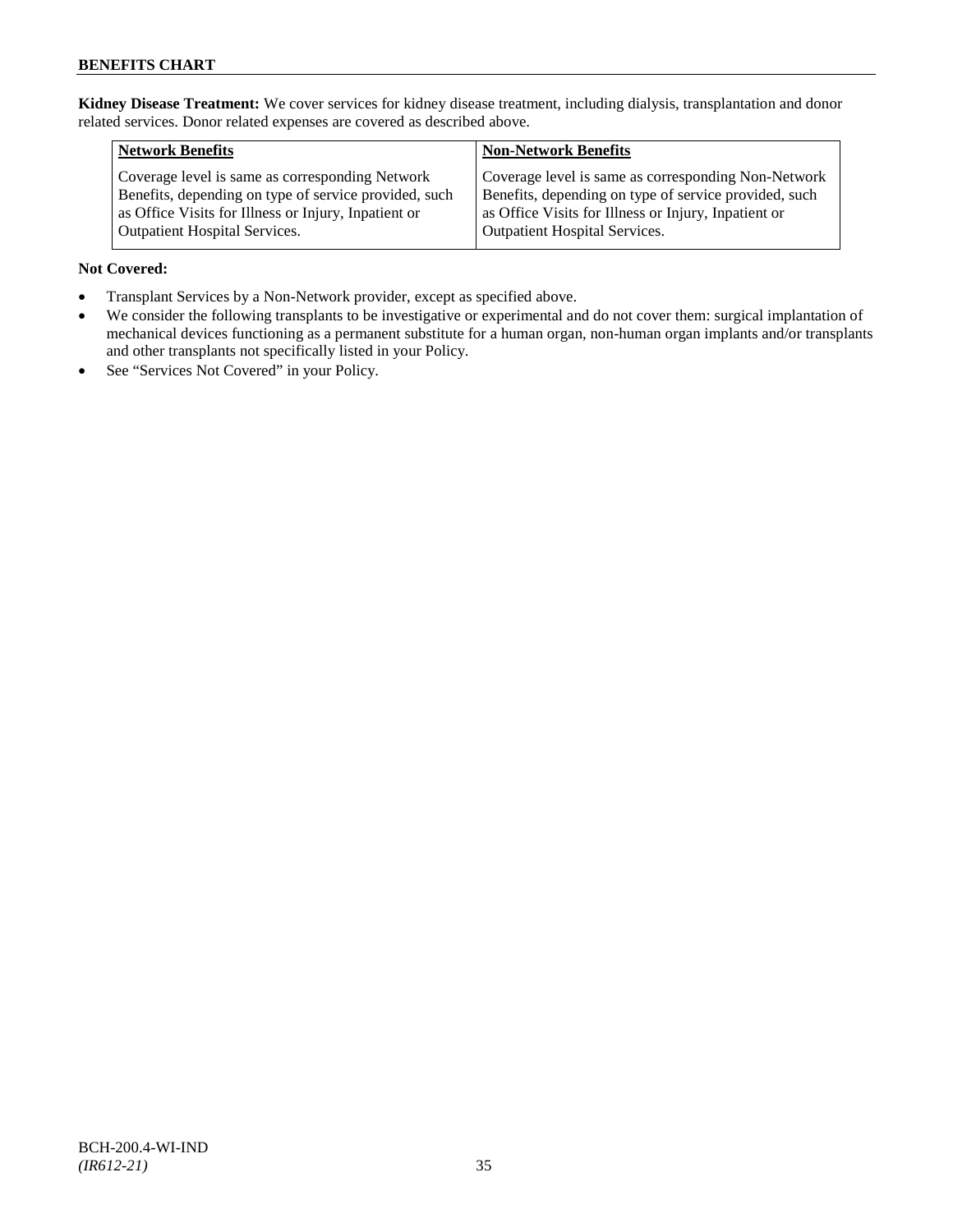**Kidney Disease Treatment:** We cover services for kidney disease treatment, including dialysis, transplantation and donor related services. Donor related expenses are covered as described above.

| Network Benefits | Non-Network Benefits |
|---|---|
| Coverage level is same as corresponding Network Benefits, depending on type of service provided, such as Office Visits for Illness or Injury, Inpatient or Outpatient Hospital Services. | Coverage level is same as corresponding Non-Network Benefits, depending on type of service provided, such as Office Visits for Illness or Injury, Inpatient or Outpatient Hospital Services. |

**Not Covered:**

- Transplant Services by a Non-Network provider, except as specified above.
- We consider the following transplants to be investigative or experimental and do not cover them: surgical implantation of mechanical devices functioning as a permanent substitute for a human organ, non-human organ implants and/or transplants and other transplants not specifically listed in your Policy.
- See "Services Not Covered" in your Policy.

BCH-200.4-WI-IND
*(IR612-21)*